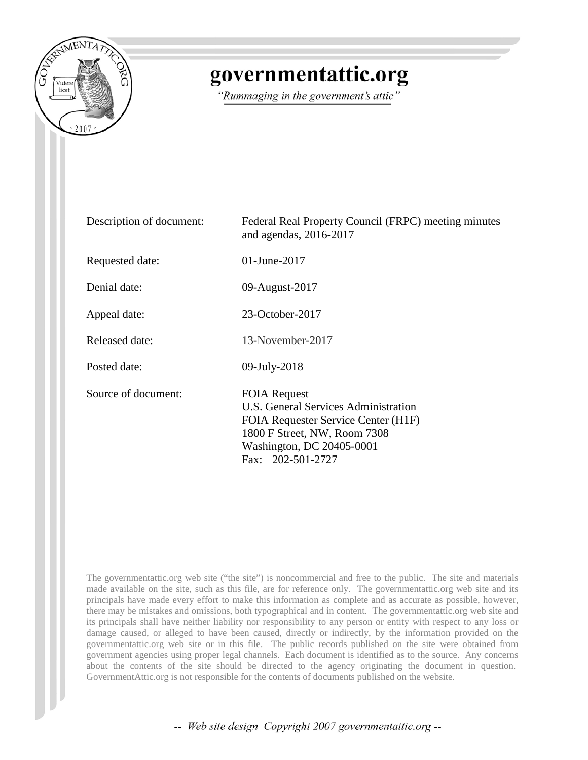# governmentattic.org

*"Rummaging in the government's attic"*

| | |
|---|---|
| Description of document: | Federal Real Property Council (FRPC) meeting minutes and agendas, 2016-2017 |
| Requested date: | 01-June-2017 |
| Denial date: | 09-August-2017 |
| Appeal date: | 23-October-2017 |
| Released date: | 13-November-2017 |
| Posted date: | 09-July-2018 |
| Source of document: | FOIA Request<br>U.S. General Services Administration<br>FOIA Requester Service Center (H1F)<br>1800 F Street, NW, Room 7308<br>Washington, DC 20405-0001<br>Fax: 202-501-2727 |

The governmentattic.org web site ("the site") is noncommercial and free to the public. The site and materials made available on the site, such as this file, are for reference only. The governmentattic.org web site and its principals have made every effort to make this information as complete and as accurate as possible, however, there may be mistakes and omissions, both typographical and in content. The governmentattic.org web site and its principals shall have neither liability nor responsibility to any person or entity with respect to any loss or damage caused, or alleged to have been caused, directly or indirectly, by the information provided on the governmentattic.org web site or in this file. The public records published on the site were obtained from government agencies using proper legal channels. Each document is identified as to the source. Any concerns about the contents of the site should be directed to the agency originating the document in question. GovernmentAttic.org is not responsible for the contents of documents published on the website.

-- Web site design Copyright 2007 governmentattic.org --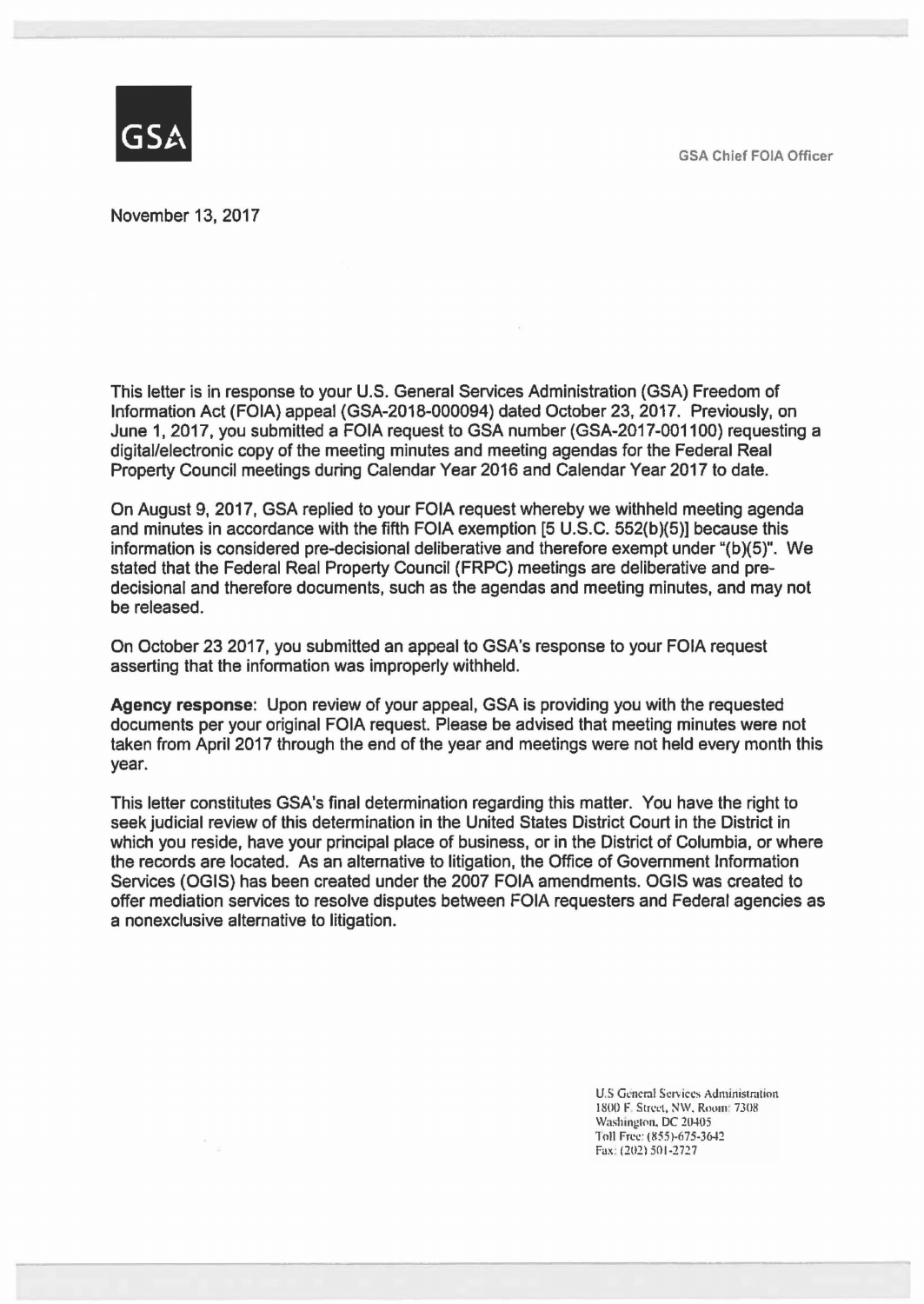GSA

GSA Chief FOIA Officer

November 13, 2017

This letter is in response to your U.S. General Services Administration (GSA) Freedom of Information Act (FOIA) appeal (GSA-2018-000094) dated October 23, 2017. Previously, on June 1, 2017, you submitted a FOIA request to GSA number (GSA-2017-001100) requesting a digital/electronic copy of the meeting minutes and meeting agendas for the Federal Real Property Council meetings during Calendar Year 2016 and Calendar Year 2017 to date.

On August 9, 2017, GSA replied to your FOIA request whereby we withheld meeting agenda and minutes in accordance with the fifth FOIA exemption [5 U.S.C. 552(b)(5)] because this information is considered pre-decisional deliberative and therefore exempt under "(b)(5)". We stated that the Federal Real Property Council (FRPC) meetings are deliberative and pre-decisional and therefore documents, such as the agendas and meeting minutes, and may not be released.

On October 23 2017, you submitted an appeal to GSA's response to your FOIA request asserting that the information was improperly withheld.

**Agency response**: Upon review of your appeal, GSA is providing you with the requested documents per your original FOIA request. Please be advised that meeting minutes were not taken from April 2017 through the end of the year and meetings were not held every month this year.

This letter constitutes GSA's final determination regarding this matter. You have the right to seek judicial review of this determination in the United States District Court in the District in which you reside, have your principal place of business, or in the District of Columbia, or where the records are located. As an alternative to litigation, the Office of Government Information Services (OGIS) has been created under the 2007 FOIA amendments. OGIS was created to offer mediation services to resolve disputes between FOIA requesters and Federal agencies as a nonexclusive alternative to litigation.

U.S General Services Administration
1800 F Street, NW, Room 7308
Washington, DC 20405
Toll Free: (855)-675-3642
Fax: (202) 501-2727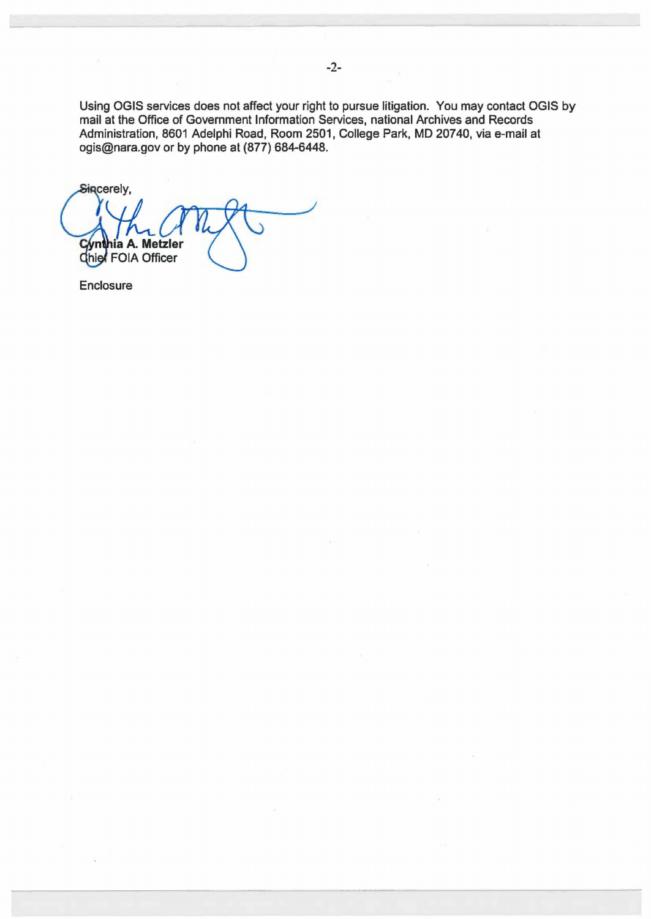Using OGIS services does not affect your right to pursue litigation. You may contact OGIS by mail at the Office of Government Information Services, national Archives and Records Administration, 8601 Adelphi Road, Room 2501, College Park, MD 20740, via e-mail at ogis@nara.gov or by phone at (877) 684-6448.

Sincerely,

**Cynthia A. Metzler**
Chief FOIA Officer

Enclosure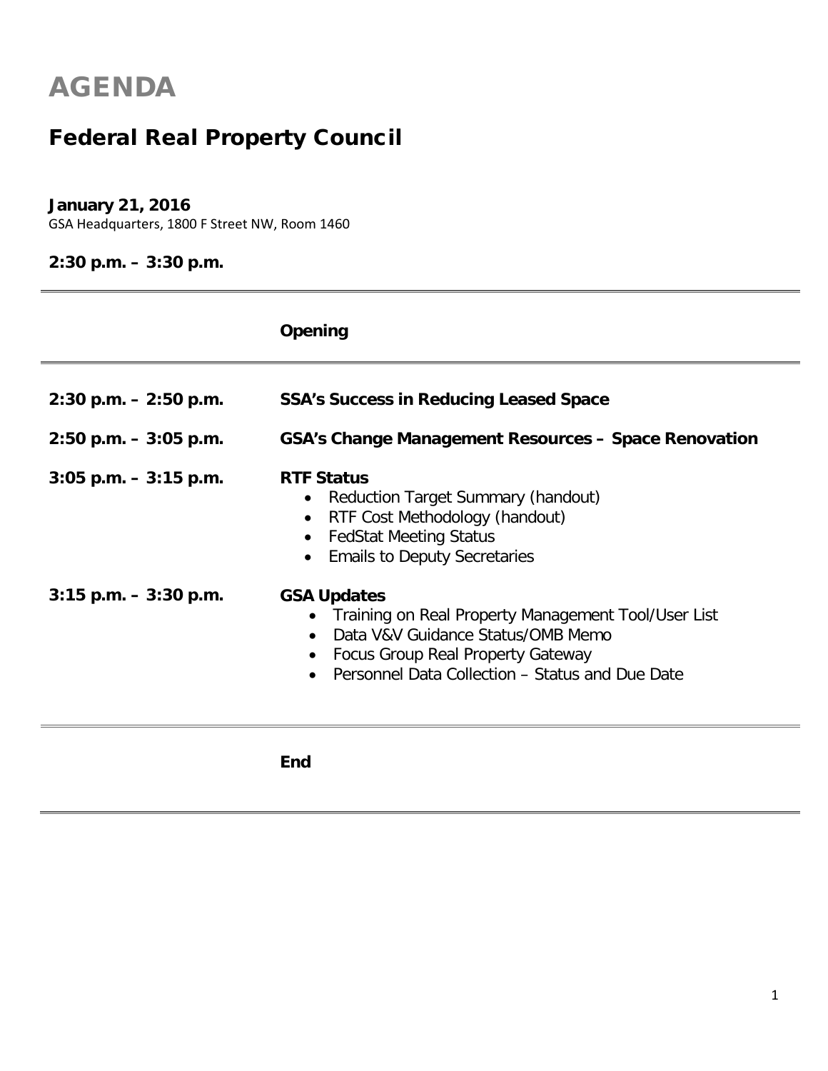# AGENDA

## Federal Real Property Council

**January 21, 2016**
GSA Headquarters, 1800 F Street NW, Room 1460

**2:30 p.m. – 3:30 p.m.**

---

**Opening**

---

**2:30 p.m. – 2:50 p.m.** **SSA's Success in Reducing Leased Space**

**2:50 p.m. – 3:05 p.m.** **GSA's Change Management Resources – Space Renovation**

**3:05 p.m. – 3:15 p.m.** **RTF Status**

- Reduction Target Summary (handout)
- RTF Cost Methodology (handout)
- FedStat Meeting Status
- Emails to Deputy Secretaries

**3:15 p.m. – 3:30 p.m.** **GSA Updates**

- Training on Real Property Management Tool/User List
- Data V&V Guidance Status/OMB Memo
- Focus Group Real Property Gateway
- Personnel Data Collection – Status and Due Date

---

**End**

---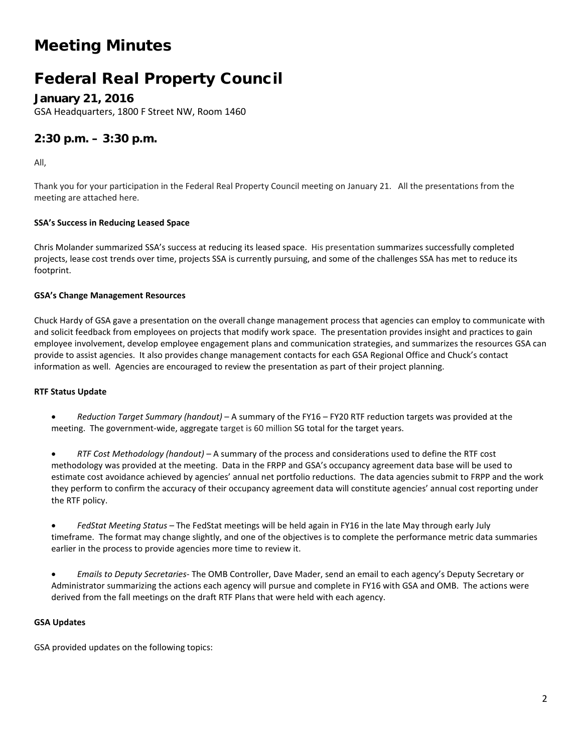# Meeting Minutes

# Federal Real Property Council

### January 21, 2016

GSA Headquarters, 1800 F Street NW, Room 1460

## 2:30 p.m. – 3:30 p.m.

All,

Thank you for your participation in the Federal Real Property Council meeting on January 21. All the presentations from the meeting are attached here.

**SSA's Success in Reducing Leased Space**

Chris Molander summarized SSA's success at reducing its leased space. His presentation summarizes successfully completed projects, lease cost trends over time, projects SSA is currently pursuing, and some of the challenges SSA has met to reduce its footprint.

**GSA's Change Management Resources**

Chuck Hardy of GSA gave a presentation on the overall change management process that agencies can employ to communicate with and solicit feedback from employees on projects that modify work space. The presentation provides insight and practices to gain employee involvement, develop employee engagement plans and communication strategies, and summarizes the resources GSA can provide to assist agencies. It also provides change management contacts for each GSA Regional Office and Chuck's contact information as well. Agencies are encouraged to review the presentation as part of their project planning.

**RTF Status Update**

- *Reduction Target Summary (handout)* – A summary of the FY16 – FY20 RTF reduction targets was provided at the meeting. The government-wide, aggregate target is 60 million SG total for the target years.

- *RTF Cost Methodology (handout)* – A summary of the process and considerations used to define the RTF cost methodology was provided at the meeting. Data in the FRPP and GSA's occupancy agreement data base will be used to estimate cost avoidance achieved by agencies' annual net portfolio reductions. The data agencies submit to FRPP and the work they perform to confirm the accuracy of their occupancy agreement data will constitute agencies' annual cost reporting under the RTF policy.

- *FedStat Meeting Status* – The FedStat meetings will be held again in FY16 in the late May through early July timeframe. The format may change slightly, and one of the objectives is to complete the performance metric data summaries earlier in the process to provide agencies more time to review it.

- *Emails to Deputy Secretaries*- The OMB Controller, Dave Mader, send an email to each agency's Deputy Secretary or Administrator summarizing the actions each agency will pursue and complete in FY16 with GSA and OMB. The actions were derived from the fall meetings on the draft RTF Plans that were held with each agency.

**GSA Updates**

GSA provided updates on the following topics: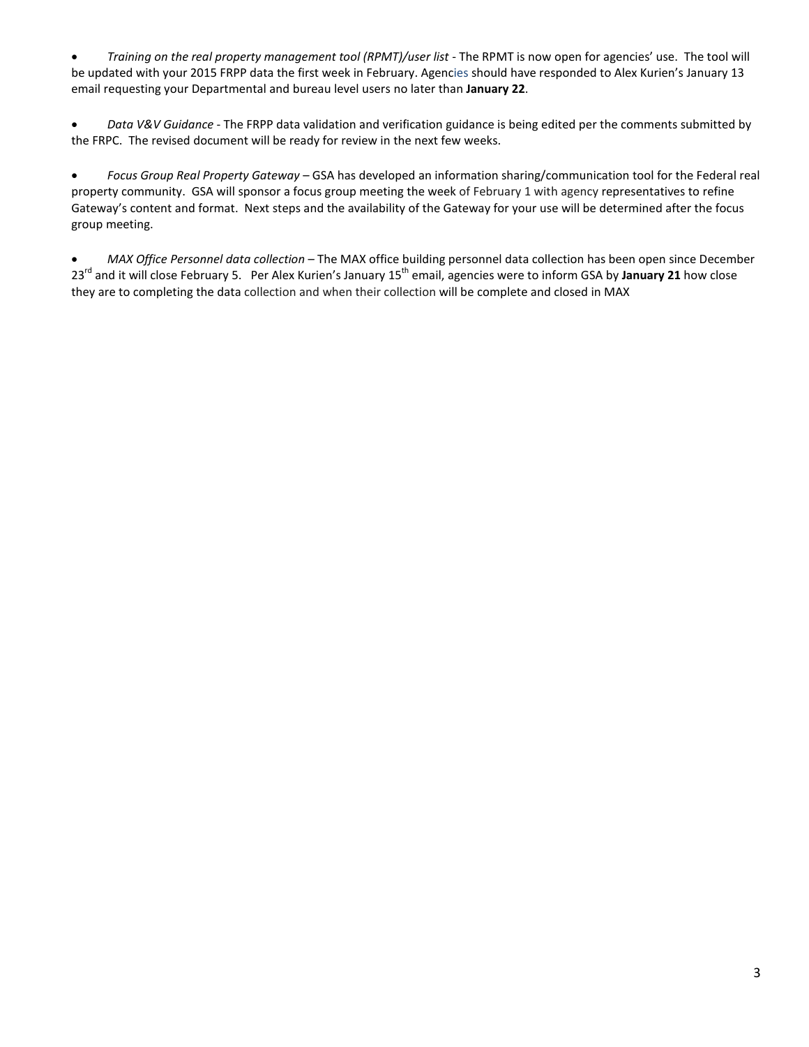- *Training on the real property management tool (RPMT)/user list* - The RPMT is now open for agencies' use. The tool will be updated with your 2015 FRPP data the first week in February. Agencies should have responded to Alex Kurien's January 13 email requesting your Departmental and bureau level users no later than **January 22**.

- *Data V&V Guidance* - The FRPP data validation and verification guidance is being edited per the comments submitted by the FRPC. The revised document will be ready for review in the next few weeks.

- *Focus Group Real Property Gateway* – GSA has developed an information sharing/communication tool for the Federal real property community. GSA will sponsor a focus group meeting the week of February 1 with agency representatives to refine Gateway's content and format. Next steps and the availability of the Gateway for your use will be determined after the focus group meeting.

- *MAX Office Personnel data collection* – The MAX office building personnel data collection has been open since December 23rd and it will close February 5. Per Alex Kurien's January 15th email, agencies were to inform GSA by **January 21** how close they are to completing the data collection and when their collection will be complete and closed in MAX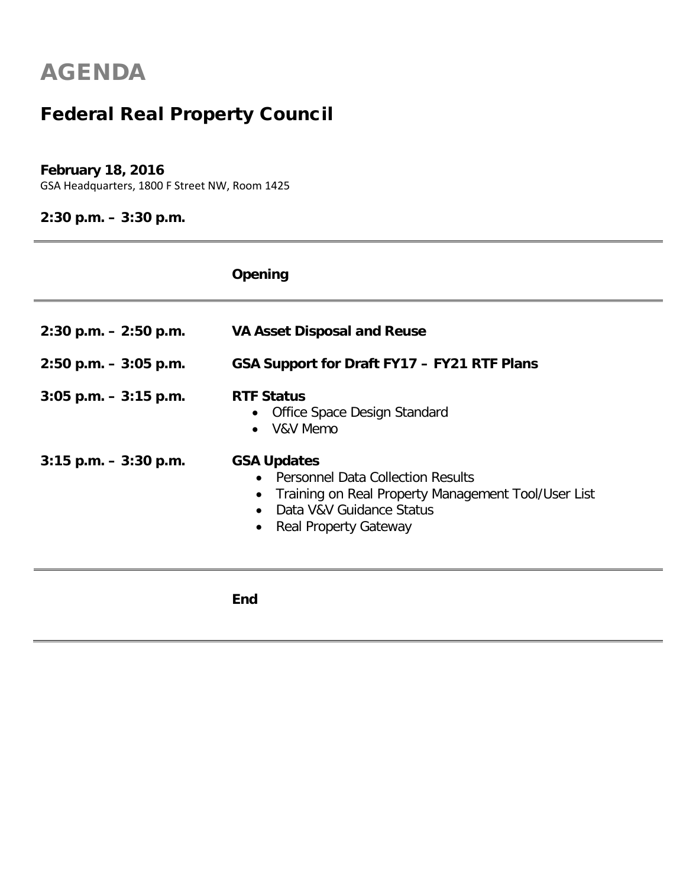# AGENDA

## Federal Real Property Council

**February 18, 2016**
GSA Headquarters, 1800 F Street NW, Room 1425

**2:30 p.m. – 3:30 p.m.**

---

| | |
|---|---|
| | **Opening** |

---

| | |
|---|---|
| **2:30 p.m. – 2:50 p.m.** | **VA Asset Disposal and Reuse** |
| **2:50 p.m. – 3:05 p.m.** | **GSA Support for Draft FY17 – FY21 RTF Plans** |
| **3:05 p.m. – 3:15 p.m.** | **RTF Status**<br>• Office Space Design Standard<br>• V&V Memo |
| **3:15 p.m. – 3:30 p.m.** | **GSA Updates**<br>• Personnel Data Collection Results<br>• Training on Real Property Management Tool/User List<br>• Data V&V Guidance Status<br>• Real Property Gateway |

---

| | |
|---|---|
| | **End** |

---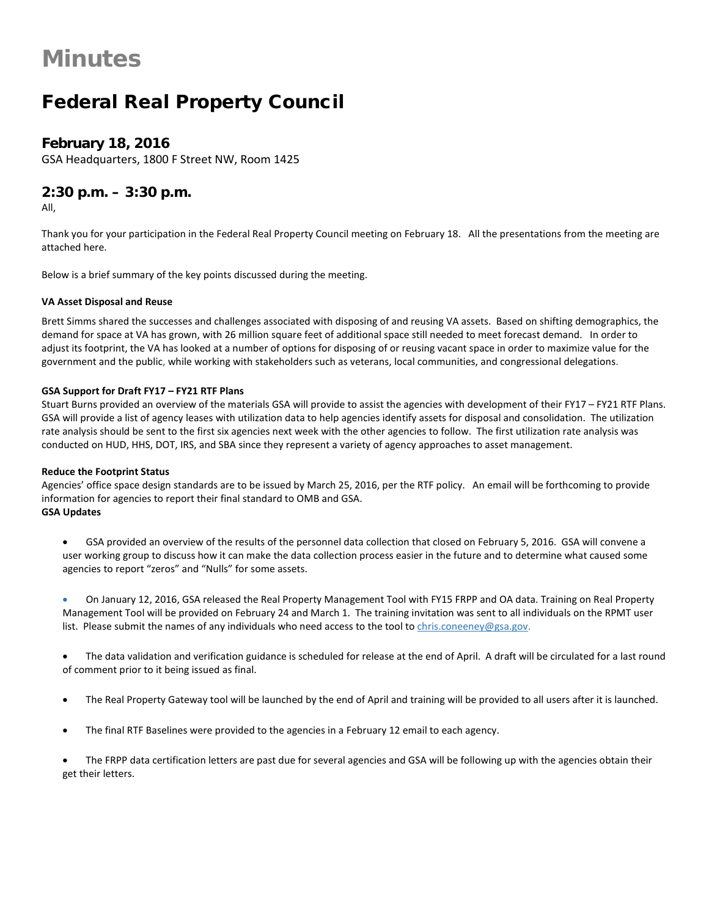# Minutes

## Federal Real Property Council

### February 18, 2016

GSA Headquarters, 1800 F Street NW, Room 1425

### 2:30 p.m. – 3:30 p.m.

All,

Thank you for your participation in the Federal Real Property Council meeting on February 18. All the presentations from the meeting are attached here.

Below is a brief summary of the key points discussed during the meeting.

**VA Asset Disposal and Reuse**

Brett Simms shared the successes and challenges associated with disposing of and reusing VA assets. Based on shifting demographics, the demand for space at VA has grown, with 26 million square feet of additional space still needed to meet forecast demand. In order to adjust its footprint, the VA has looked at a number of options for disposing of or reusing vacant space in order to maximize value for the government and the public, while working with stakeholders such as veterans, local communities, and congressional delegations.

**GSA Support for Draft FY17 – FY21 RTF Plans**

Stuart Burns provided an overview of the materials GSA will provide to assist the agencies with development of their FY17 – FY21 RTF Plans. GSA will provide a list of agency leases with utilization data to help agencies identify assets for disposal and consolidation. The utilization rate analysis should be sent to the first six agencies next week with the other agencies to follow. The first utilization rate analysis was conducted on HUD, HHS, DOT, IRS, and SBA since they represent a variety of agency approaches to asset management.

**Reduce the Footprint Status**

Agencies' office space design standards are to be issued by March 25, 2016, per the RTF policy. An email will be forthcoming to provide information for agencies to report their final standard to OMB and GSA.

**GSA Updates**

- GSA provided an overview of the results of the personnel data collection that closed on February 5, 2016. GSA will convene a user working group to discuss how it can make the data collection process easier in the future and to determine what caused some agencies to report "zeros" and "Nulls" for some assets.
- On January 12, 2016, GSA released the Real Property Management Tool with FY15 FRPP and OA data. Training on Real Property Management Tool will be provided on February 24 and March 1. The training invitation was sent to all individuals on the RPMT user list. Please submit the names of any individuals who need access to the tool to chris.coneeney@gsa.gov.
- The data validation and verification guidance is scheduled for release at the end of April. A draft will be circulated for a last round of comment prior to it being issued as final.
- The Real Property Gateway tool will be launched by the end of April and training will be provided to all users after it is launched.
- The final RTF Baselines were provided to the agencies in a February 12 email to each agency.
- The FRPP data certification letters are past due for several agencies and GSA will be following up with the agencies obtain their get their letters.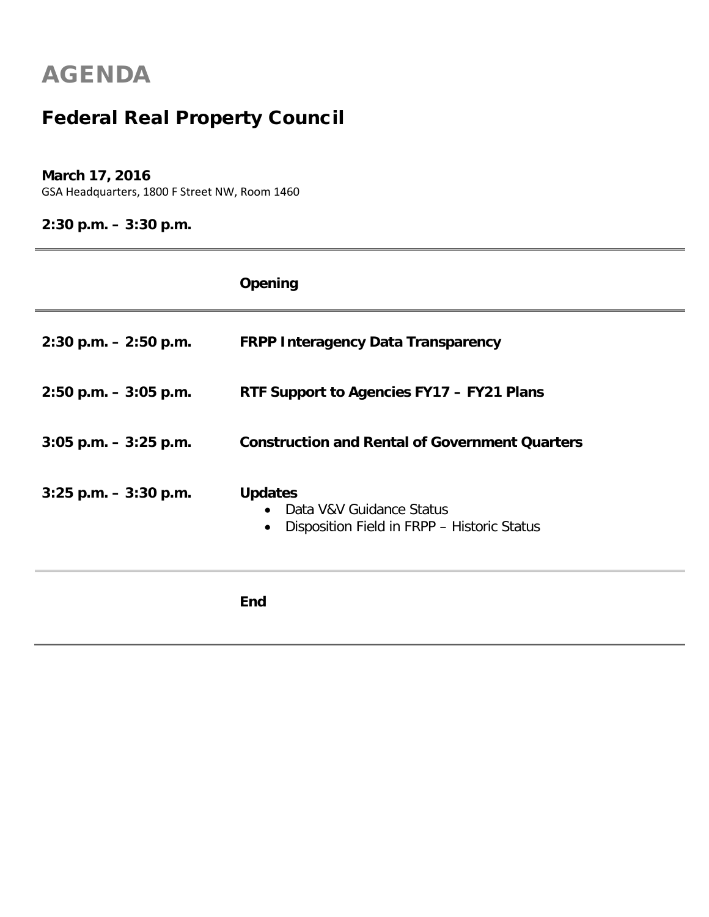# AGENDA

## Federal Real Property Council

**March 17, 2016**
GSA Headquarters, 1800 F Street NW, Room 1460

**2:30 p.m. – 3:30 p.m.**

| | |
|---|---|
| | **Opening** |
| **2:30 p.m. – 2:50 p.m.** | **FRPP Interagency Data Transparency** |
| **2:50 p.m. – 3:05 p.m.** | **RTF Support to Agencies FY17 – FY21 Plans** |
| **3:05 p.m. – 3:25 p.m.** | **Construction and Rental of Government Quarters** |
| **3:25 p.m. – 3:30 p.m.** | **Updates**<br>• Data V&V Guidance Status<br>• Disposition Field in FRPP – Historic Status |
| | **End** |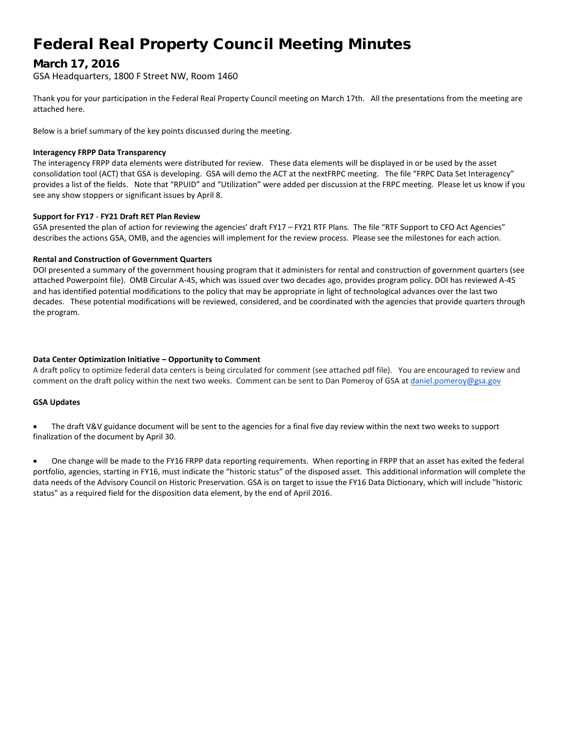# Federal Real Property Council Meeting Minutes

## March 17, 2016

GSA Headquarters, 1800 F Street NW, Room 1460

Thank you for your participation in the Federal Real Property Council meeting on March 17th. All the presentations from the meeting are attached here.

Below is a brief summary of the key points discussed during the meeting.

**Interagency FRPP Data Transparency**

The interagency FRPP data elements were distributed for review. These data elements will be displayed in or be used by the asset consolidation tool (ACT) that GSA is developing. GSA will demo the ACT at the nextFRPC meeting. The file "FRPC Data Set Interagency" provides a list of the fields. Note that "RPUID" and "Utilization" were added per discussion at the FRPC meeting. Please let us know if you see any show stoppers or significant issues by April 8.

**Support for FY17 - FY21 Draft RET Plan Review**

GSA presented the plan of action for reviewing the agencies' draft FY17 – FY21 RTF Plans. The file "RTF Support to CFO Act Agencies" describes the actions GSA, OMB, and the agencies will implement for the review process. Please see the milestones for each action.

**Rental and Construction of Government Quarters**

DOI presented a summary of the government housing program that it administers for rental and construction of government quarters (see attached Powerpoint file). OMB Circular A-45, which was issued over two decades ago, provides program policy. DOI has reviewed A-45 and has identified potential modifications to the policy that may be appropriate in light of technological advances over the last two decades. These potential modifications will be reviewed, considered, and be coordinated with the agencies that provide quarters through the program.

**Data Center Optimization Initiative – Opportunity to Comment**

A draft policy to optimize federal data centers is being circulated for comment (see attached pdf file). You are encouraged to review and comment on the draft policy within the next two weeks. Comment can be sent to Dan Pomeroy of GSA at daniel.pomeroy@gsa.gov

**GSA Updates**

- The draft V&V guidance document will be sent to the agencies for a final five day review within the next two weeks to support finalization of the document by April 30.

- One change will be made to the FY16 FRPP data reporting requirements. When reporting in FRPP that an asset has exited the federal portfolio, agencies, starting in FY16, must indicate the "historic status" of the disposed asset. This additional information will complete the data needs of the Advisory Council on Historic Preservation. GSA is on target to issue the FY16 Data Dictionary, which will include "historic status" as a required field for the disposition data element, by the end of April 2016.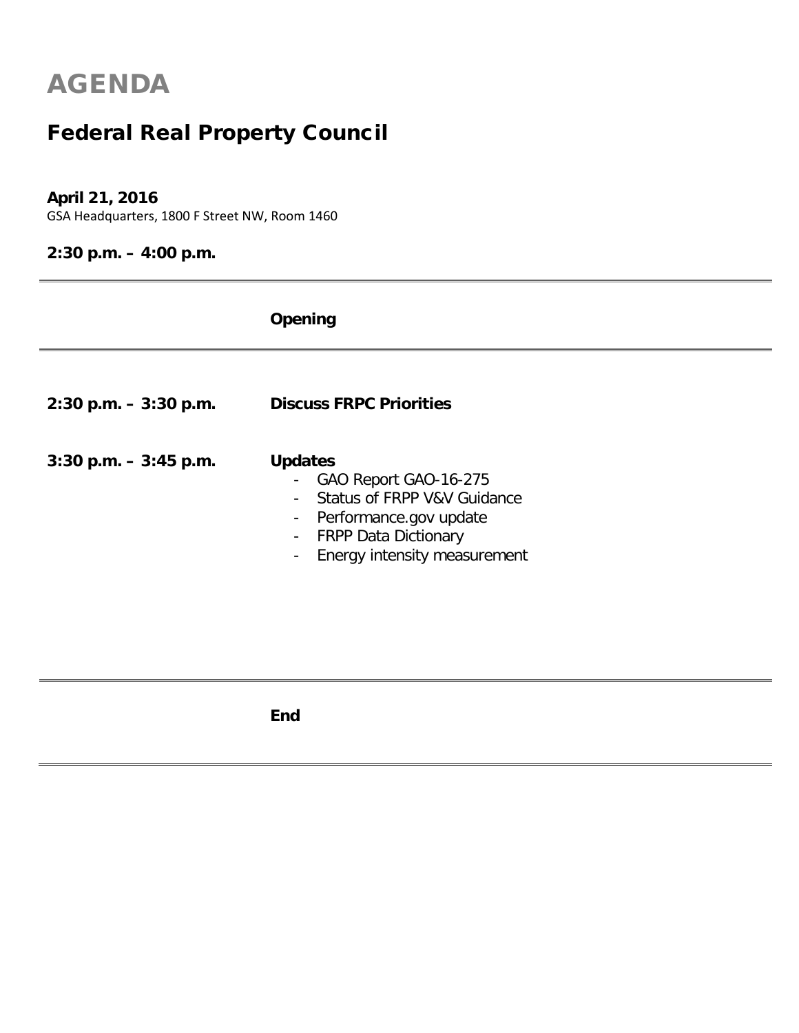# AGENDA

## Federal Real Property Council

**April 21, 2016**
GSA Headquarters, 1800 F Street NW, Room 1460

**2:30 p.m. – 4:00 p.m.**

---

| | |
|---|---|
| | **Opening** |
| **2:30 p.m. – 3:30 p.m.** | **Discuss FRPC Priorities** |
| **3:30 p.m. – 3:45 p.m.** | **Updates**<br>- GAO Report GAO-16-275<br>- Status of FRPP V&V Guidance<br>- Performance.gov update<br>- FRPP Data Dictionary<br>- Energy intensity measurement |
| | **End** |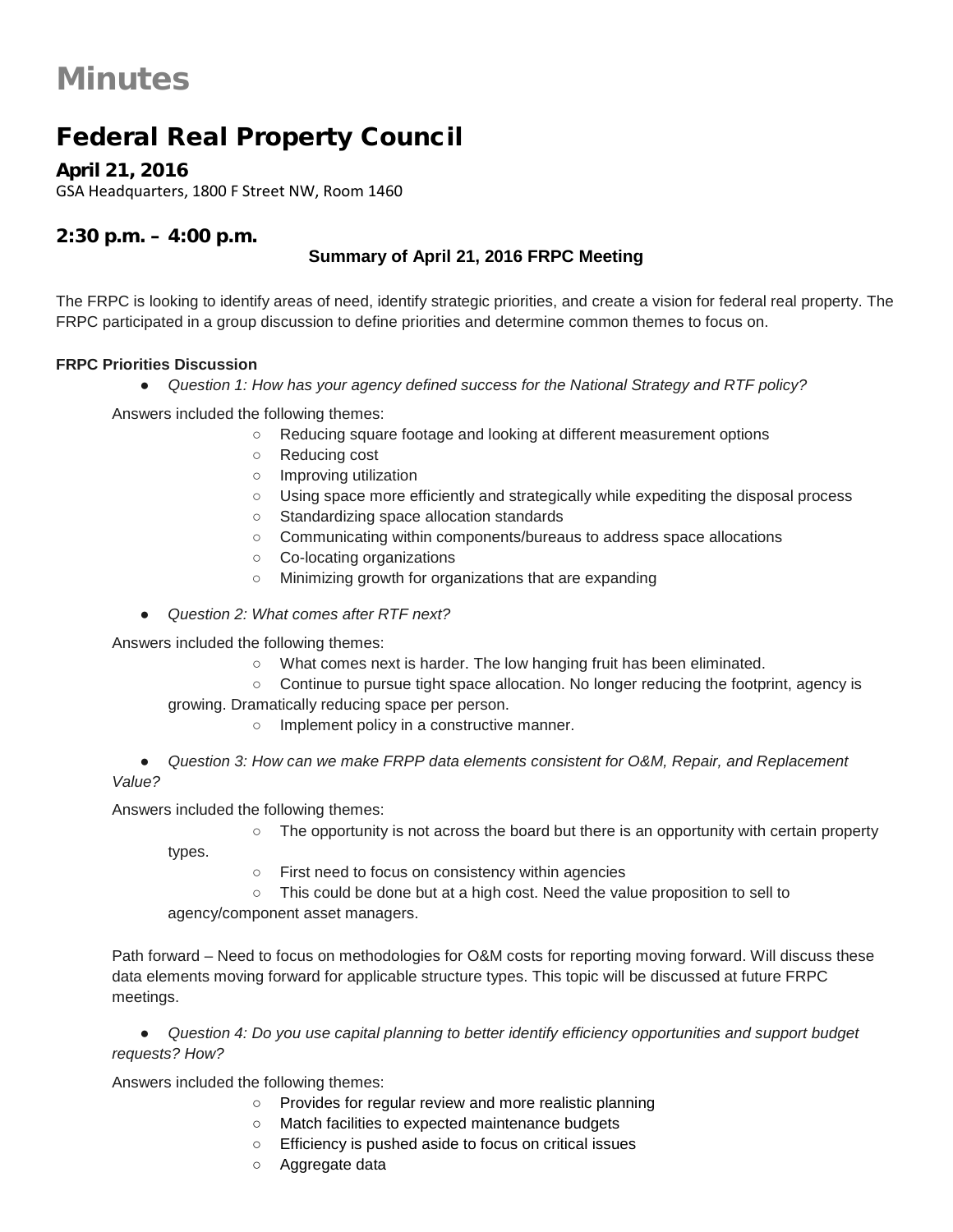# Minutes

## Federal Real Property Council

### April 21, 2016

GSA Headquarters, 1800 F Street NW, Room 1460

### 2:30 p.m. – 4:00 p.m.

**Summary of April 21, 2016 FRPC Meeting**

The FRPC is looking to identify areas of need, identify strategic priorities, and create a vision for federal real property. The FRPC participated in a group discussion to define priorities and determine common themes to focus on.

**FRPC Priorities Discussion**

- *Question 1: How has your agency defined success for the National Strategy and RTF policy?*

Answers included the following themes:

- Reducing square footage and looking at different measurement options
- Reducing cost
- Improving utilization
- Using space more efficiently and strategically while expediting the disposal process
- Standardizing space allocation standards
- Communicating within components/bureaus to address space allocations
- Co-locating organizations
- Minimizing growth for organizations that are expanding

- *Question 2: What comes after RTF next?*

Answers included the following themes:

- What comes next is harder. The low hanging fruit has been eliminated.
- Continue to pursue tight space allocation. No longer reducing the footprint, agency is growing. Dramatically reducing space per person.
- Implement policy in a constructive manner.

- *Question 3: How can we make FRPP data elements consistent for O&M, Repair, and Replacement Value?*

Answers included the following themes:

- The opportunity is not across the board but there is an opportunity with certain property types.
- First need to focus on consistency within agencies
- This could be done but at a high cost. Need the value proposition to sell to agency/component asset managers.

Path forward – Need to focus on methodologies for O&M costs for reporting moving forward. Will discuss these data elements moving forward for applicable structure types. This topic will be discussed at future FRPC meetings.

- *Question 4: Do you use capital planning to better identify efficiency opportunities and support budget requests? How?*

Answers included the following themes:

- Provides for regular review and more realistic planning
- Match facilities to expected maintenance budgets
- Efficiency is pushed aside to focus on critical issues
- Aggregate data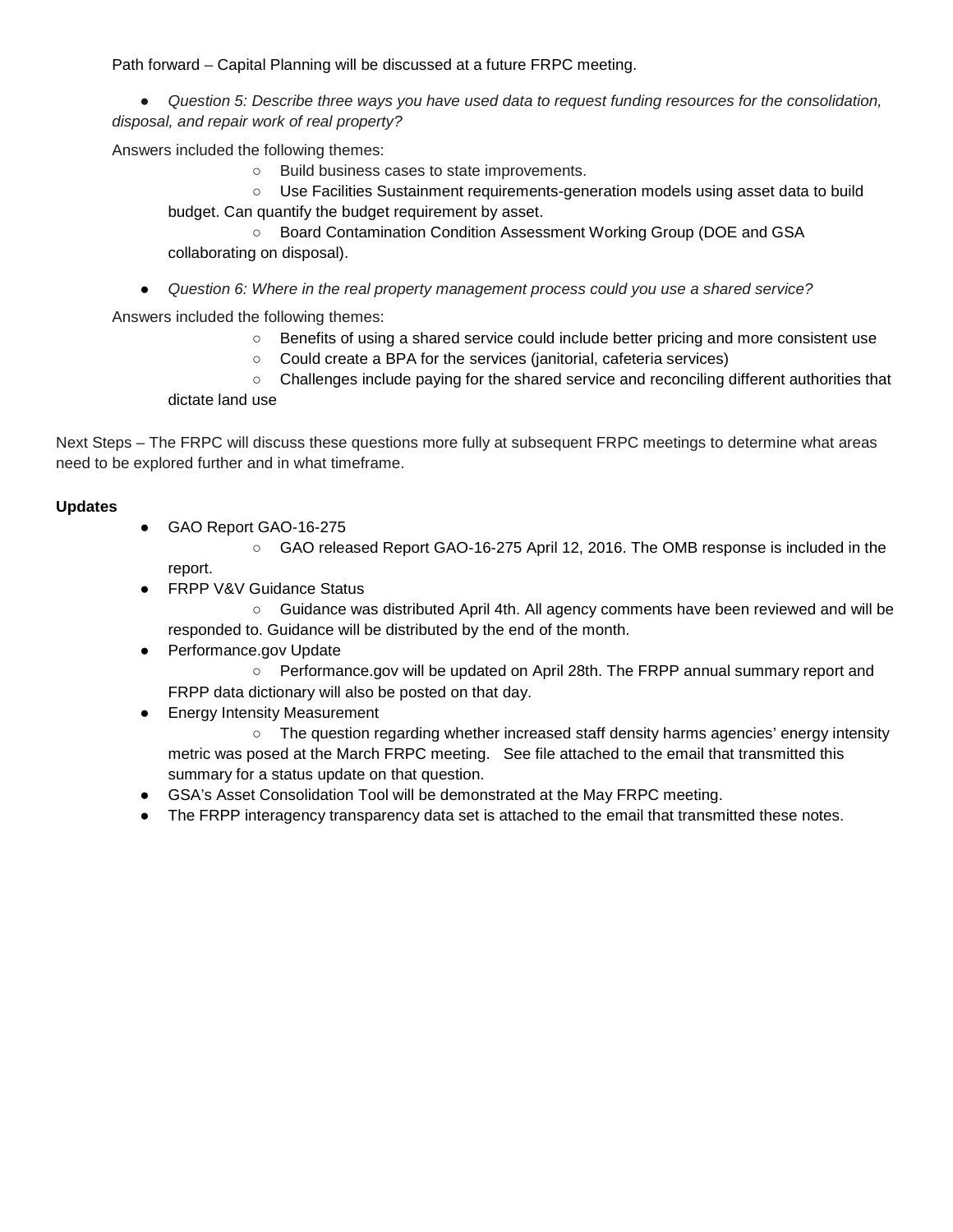Path forward – Capital Planning will be discussed at a future FRPC meeting.

- *Question 5: Describe three ways you have used data to request funding resources for the consolidation, disposal, and repair work of real property?*

Answers included the following themes:

  - Build business cases to state improvements.
  - Use Facilities Sustainment requirements-generation models using asset data to build budget. Can quantify the budget requirement by asset.
  - Board Contamination Condition Assessment Working Group (DOE and GSA collaborating on disposal).

- *Question 6: Where in the real property management process could you use a shared service?*

Answers included the following themes:

  - Benefits of using a shared service could include better pricing and more consistent use
  - Could create a BPA for the services (janitorial, cafeteria services)
  - Challenges include paying for the shared service and reconciling different authorities that dictate land use

Next Steps – The FRPC will discuss these questions more fully at subsequent FRPC meetings to determine what areas need to be explored further and in what timeframe.

**Updates**

- GAO Report GAO-16-275
  - GAO released Report GAO-16-275 April 12, 2016. The OMB response is included in the report.
- FRPP V&V Guidance Status
  - Guidance was distributed April 4th. All agency comments have been reviewed and will be responded to. Guidance will be distributed by the end of the month.
- Performance.gov Update
  - Performance.gov will be updated on April 28th. The FRPP annual summary report and FRPP data dictionary will also be posted on that day.
- Energy Intensity Measurement
  - The question regarding whether increased staff density harms agencies' energy intensity metric was posed at the March FRPC meeting. See file attached to the email that transmitted this summary for a status update on that question.
- GSA's Asset Consolidation Tool will be demonstrated at the May FRPC meeting.
- The FRPP interagency transparency data set is attached to the email that transmitted these notes.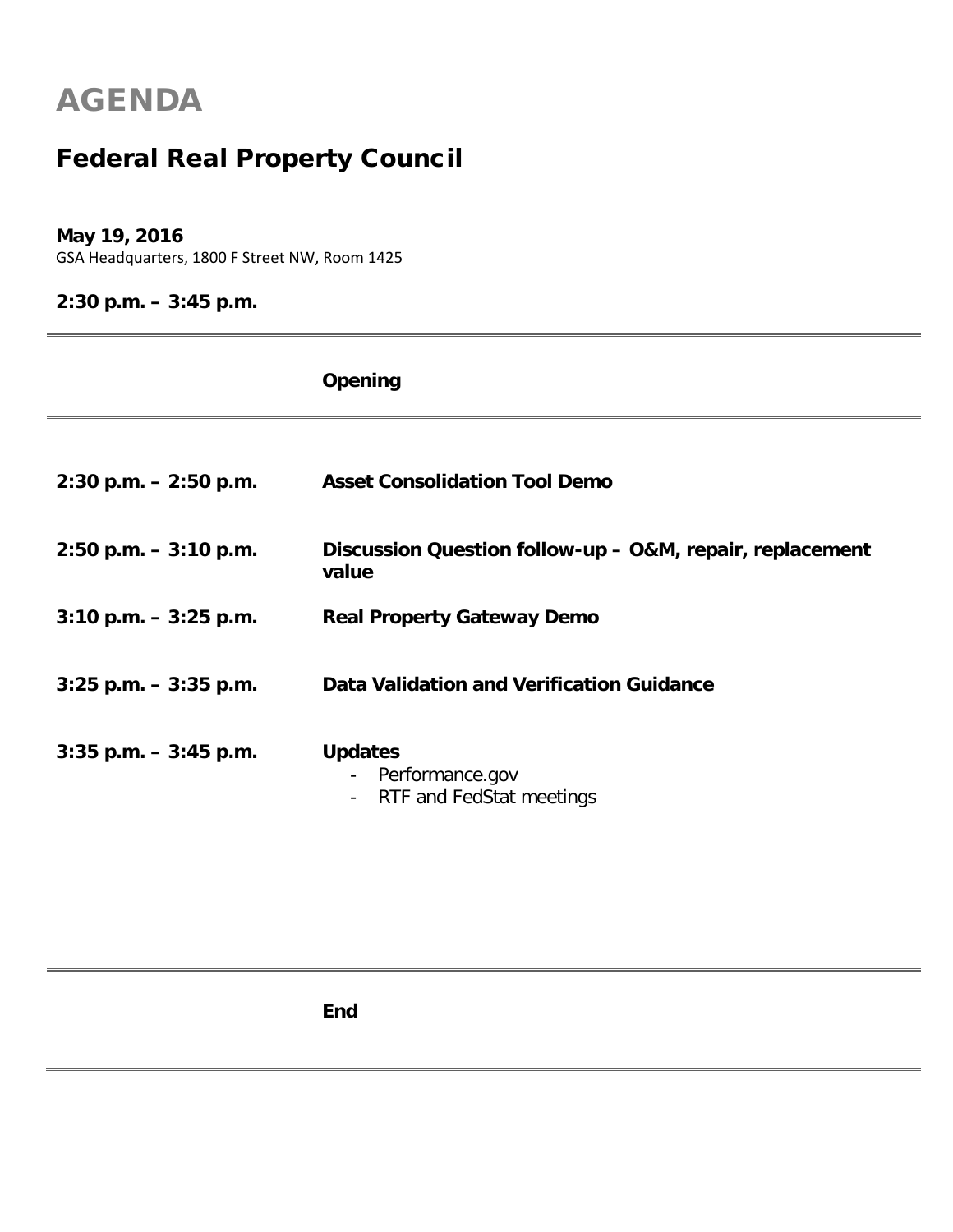# AGENDA

## Federal Real Property Council

**May 19, 2016**

GSA Headquarters, 1800 F Street NW, Room 1425

**2:30 p.m. – 3:45 p.m.**

---

**Opening**

---

| | |
|---|---|
| **2:30 p.m. – 2:50 p.m.** | **Asset Consolidation Tool Demo** |
| **2:50 p.m. – 3:10 p.m.** | **Discussion Question follow-up – O&M, repair, replacement value** |
| **3:10 p.m. – 3:25 p.m.** | **Real Property Gateway Demo** |
| **3:25 p.m. – 3:35 p.m.** | **Data Validation and Verification Guidance** |
| **3:35 p.m. – 3:45 p.m.** | **Updates**<br>- Performance.gov<br>- RTF and FedStat meetings |

---

**End**

---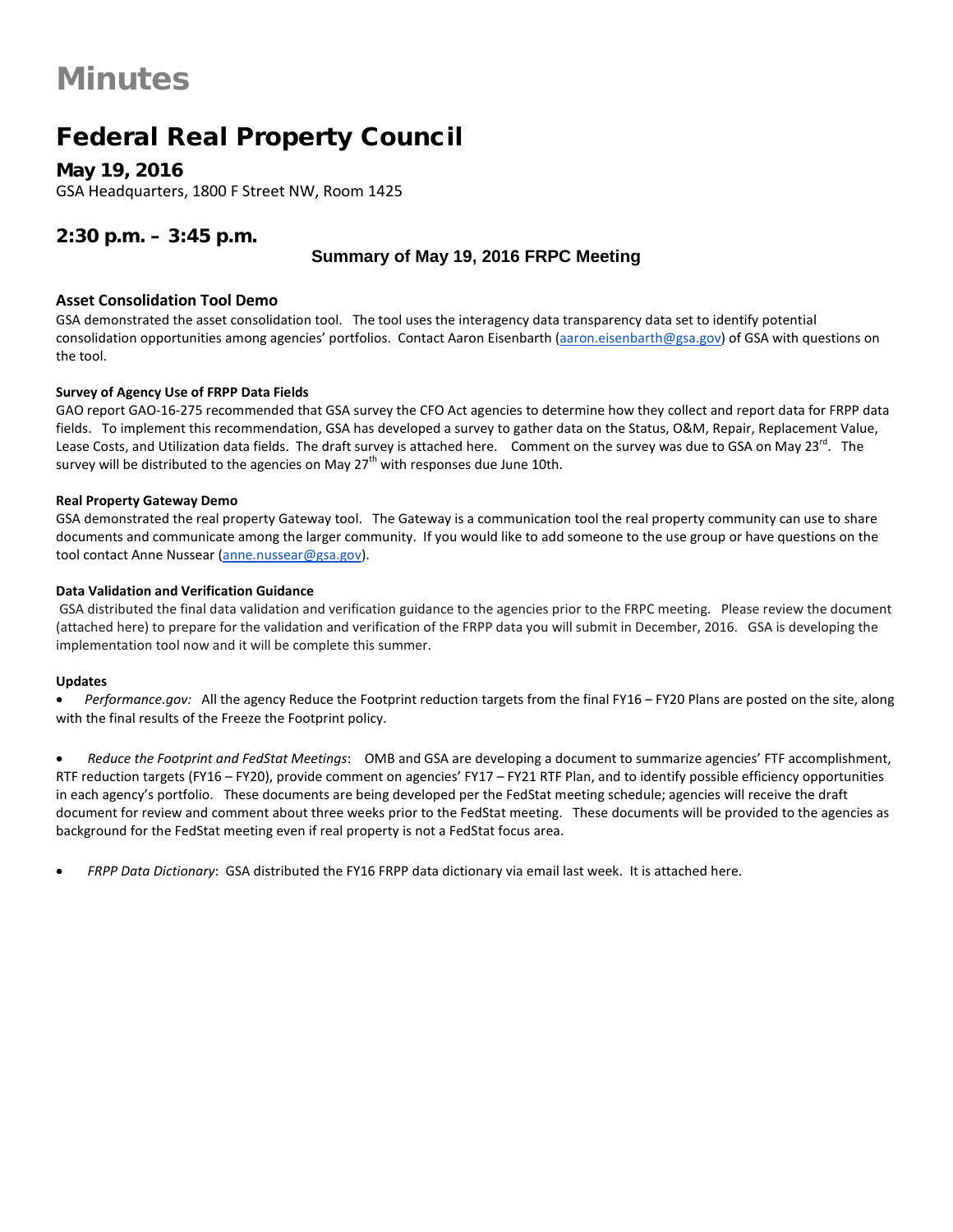# Minutes

## Federal Real Property Council

### May 19, 2016

GSA Headquarters, 1800 F Street NW, Room 1425

### 2:30 p.m. – 3:45 p.m.

**Summary of May 19, 2016 FRPC Meeting**

### Asset Consolidation Tool Demo

GSA demonstrated the asset consolidation tool. The tool uses the interagency data transparency data set to identify potential consolidation opportunities among agencies' portfolios. Contact Aaron Eisenbarth (aaron.eisenbarth@gsa.gov) of GSA with questions on the tool.

**Survey of Agency Use of FRPP Data Fields**

GAO report GAO-16-275 recommended that GSA survey the CFO Act agencies to determine how they collect and report data for FRPP data fields. To implement this recommendation, GSA has developed a survey to gather data on the Status, O&M, Repair, Replacement Value, Lease Costs, and Utilization data fields. The draft survey is attached here. Comment on the survey was due to GSA on May 23rd. The survey will be distributed to the agencies on May 27th with responses due June 10th.

**Real Property Gateway Demo**

GSA demonstrated the real property Gateway tool. The Gateway is a communication tool the real property community can use to share documents and communicate among the larger community. If you would like to add someone to the use group or have questions on the tool contact Anne Nussear (anne.nussear@gsa.gov).

**Data Validation and Verification Guidance**

GSA distributed the final data validation and verification guidance to the agencies prior to the FRPC meeting. Please review the document (attached here) to prepare for the validation and verification of the FRPP data you will submit in December, 2016. GSA is developing the implementation tool now and it will be complete this summer.

**Updates**

- *Performance.gov:* All the agency Reduce the Footprint reduction targets from the final FY16 – FY20 Plans are posted on the site, along with the final results of the Freeze the Footprint policy.

- *Reduce the Footprint and FedStat Meetings*: OMB and GSA are developing a document to summarize agencies' FTF accomplishment, RTF reduction targets (FY16 – FY20), provide comment on agencies' FY17 – FY21 RTF Plan, and to identify possible efficiency opportunities in each agency's portfolio. These documents are being developed per the FedStat meeting schedule; agencies will receive the draft document for review and comment about three weeks prior to the FedStat meeting. These documents will be provided to the agencies as background for the FedStat meeting even if real property is not a FedStat focus area.

- *FRPP Data Dictionary*: GSA distributed the FY16 FRPP data dictionary via email last week. It is attached here.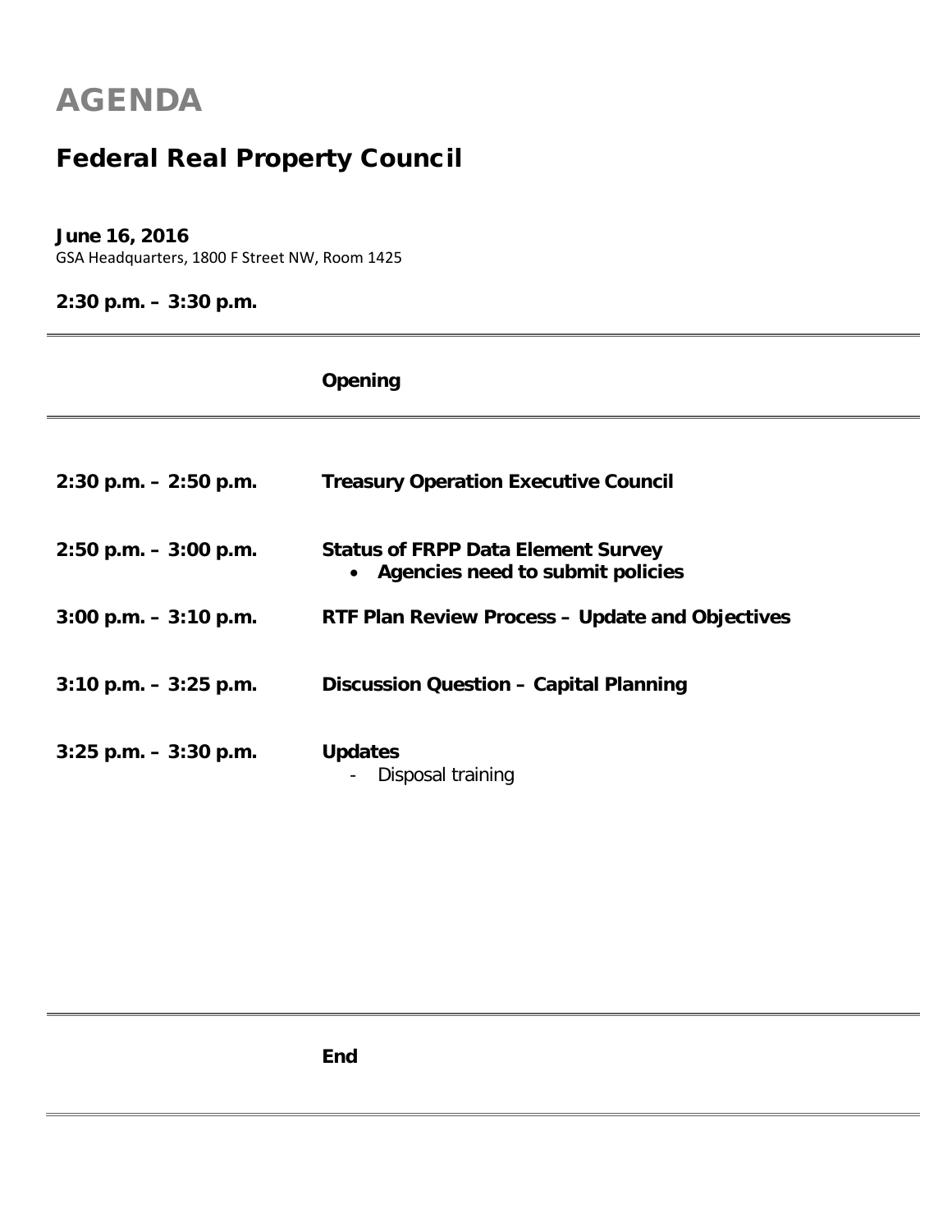# AGENDA

## Federal Real Property Council

**June 16, 2016**
GSA Headquarters, 1800 F Street NW, Room 1425

**2:30 p.m. – 3:30 p.m.**

---

**Opening**

---

| Time | Item |
| --- | --- |
| **2:30 p.m. – 2:50 p.m.** | **Treasury Operation Executive Council** |
| **2:50 p.m. – 3:00 p.m.** | **Status of FRPP Data Element Survey**<br>• **Agencies need to submit policies** |
| **3:00 p.m. – 3:10 p.m.** | **RTF Plan Review Process – Update and Objectives** |
| **3:10 p.m. – 3:25 p.m.** | **Discussion Question – Capital Planning** |
| **3:25 p.m. – 3:30 p.m.** | **Updates**<br>- Disposal training |

---

**End**

---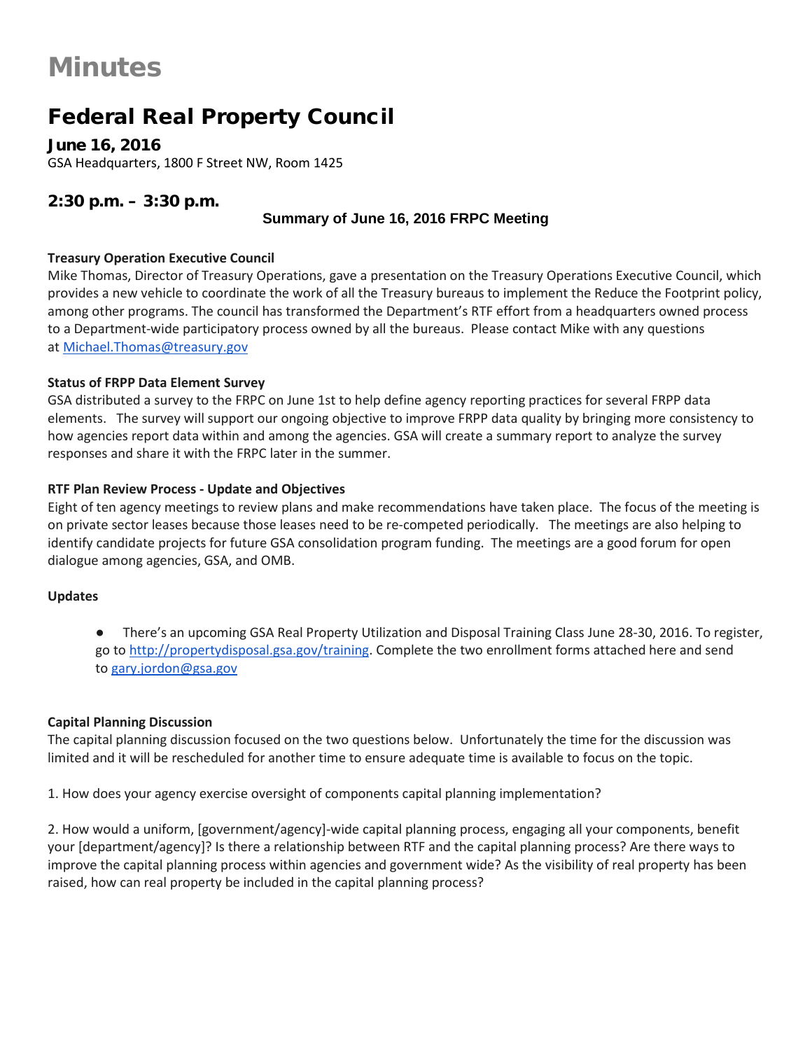# Minutes

## Federal Real Property Council

### June 16, 2016

GSA Headquarters, 1800 F Street NW, Room 1425

### 2:30 p.m. – 3:30 p.m.

**Summary of June 16, 2016 FRPC Meeting**

**Treasury Operation Executive Council**

Mike Thomas, Director of Treasury Operations, gave a presentation on the Treasury Operations Executive Council, which provides a new vehicle to coordinate the work of all the Treasury bureaus to implement the Reduce the Footprint policy, among other programs. The council has transformed the Department's RTF effort from a headquarters owned process to a Department-wide participatory process owned by all the bureaus. Please contact Mike with any questions at Michael.Thomas@treasury.gov

**Status of FRPP Data Element Survey**

GSA distributed a survey to the FRPC on June 1st to help define agency reporting practices for several FRPP data elements. The survey will support our ongoing objective to improve FRPP data quality by bringing more consistency to how agencies report data within and among the agencies. GSA will create a summary report to analyze the survey responses and share it with the FRPC later in the summer.

**RTF Plan Review Process - Update and Objectives**

Eight of ten agency meetings to review plans and make recommendations have taken place. The focus of the meeting is on private sector leases because those leases need to be re-competed periodically. The meetings are also helping to identify candidate projects for future GSA consolidation program funding. The meetings are a good forum for open dialogue among agencies, GSA, and OMB.

**Updates**

- There's an upcoming GSA Real Property Utilization and Disposal Training Class June 28-30, 2016. To register, go to http://propertydisposal.gsa.gov/training. Complete the two enrollment forms attached here and send to gary.jordon@gsa.gov

**Capital Planning Discussion**

The capital planning discussion focused on the two questions below. Unfortunately the time for the discussion was limited and it will be rescheduled for another time to ensure adequate time is available to focus on the topic.

1. How does your agency exercise oversight of components capital planning implementation?

2. How would a uniform, [government/agency]-wide capital planning process, engaging all your components, benefit your [department/agency]? Is there a relationship between RTF and the capital planning process? Are there ways to improve the capital planning process within agencies and government wide? As the visibility of real property has been raised, how can real property be included in the capital planning process?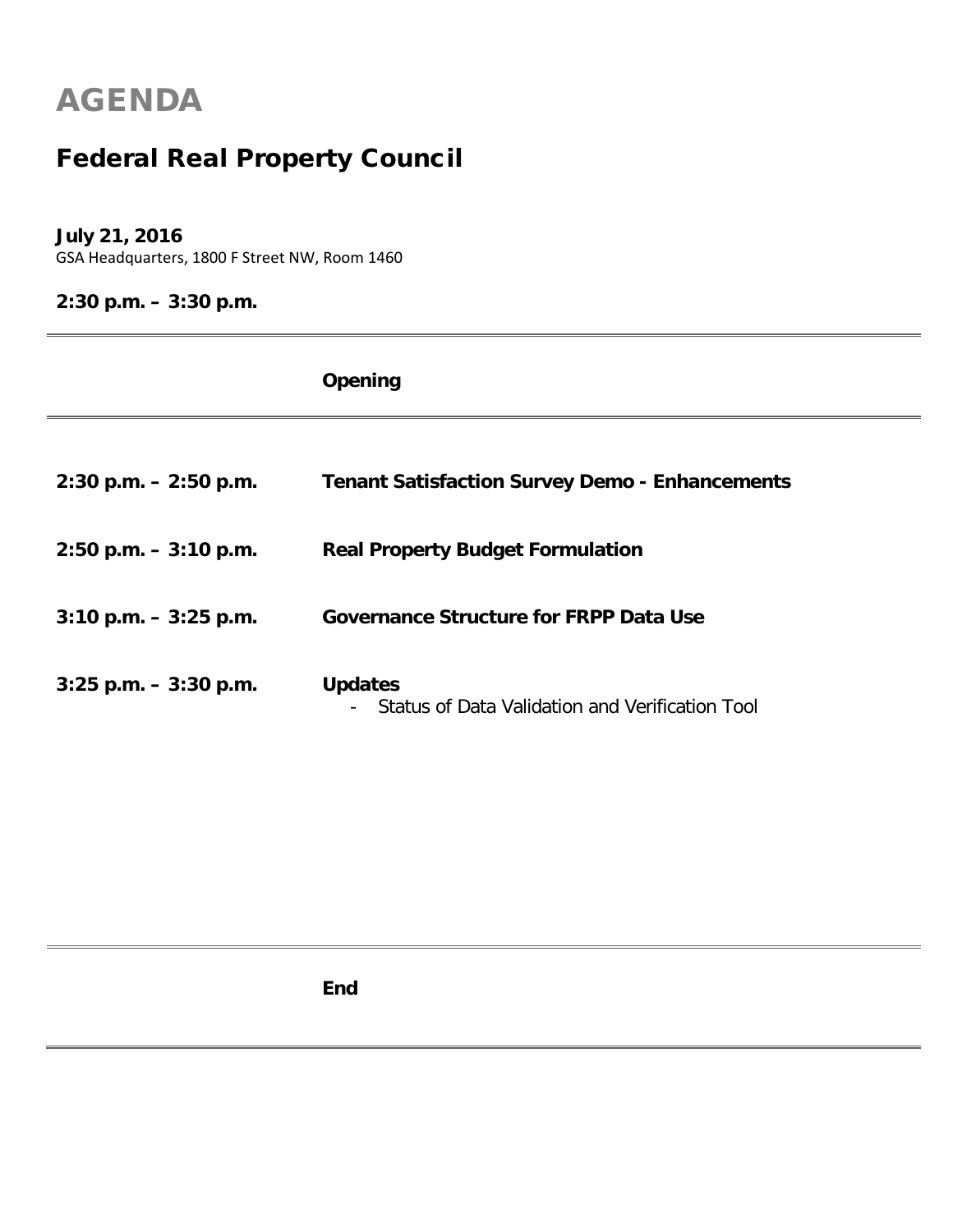# AGENDA

## Federal Real Property Council

**July 21, 2016**

GSA Headquarters, 1800 F Street NW, Room 1460

**2:30 p.m. – 3:30 p.m.**

---

**Opening**

---

| | |
|---|---|
| **2:30 p.m. – 2:50 p.m.** | **Tenant Satisfaction Survey Demo - Enhancements** |
| **2:50 p.m. – 3:10 p.m.** | **Real Property Budget Formulation** |
| **3:10 p.m. – 3:25 p.m.** | **Governance Structure for FRPP Data Use** |
| **3:25 p.m. – 3:30 p.m.** | **Updates**<br>- Status of Data Validation and Verification Tool |

---

**End**

---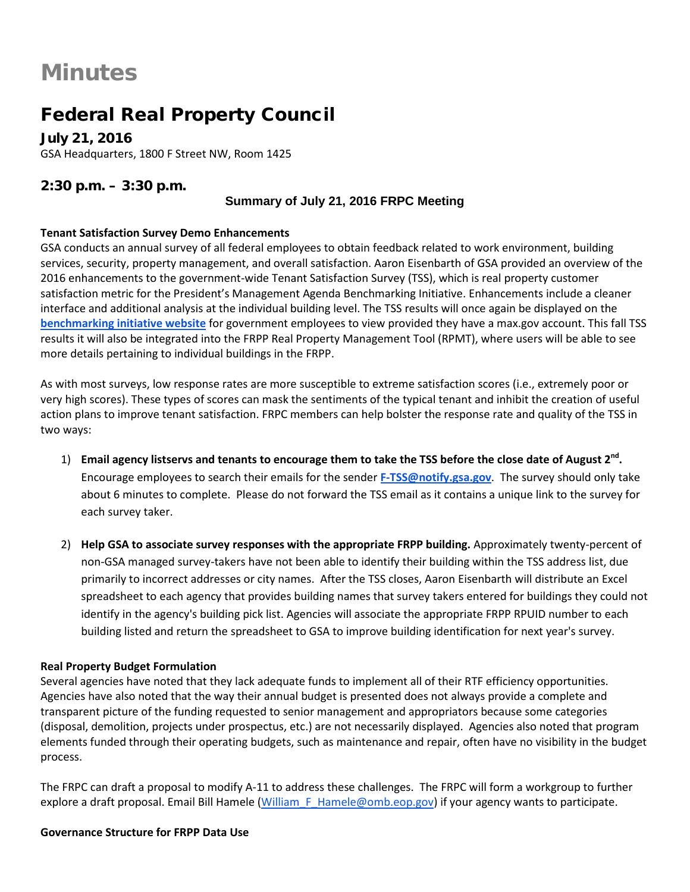# Minutes

## Federal Real Property Council

### July 21, 2016

GSA Headquarters, 1800 F Street NW, Room 1425

### 2:30 p.m. – 3:30 p.m.

**Summary of July 21, 2016 FRPC Meeting**

**Tenant Satisfaction Survey Demo Enhancements**

GSA conducts an annual survey of all federal employees to obtain feedback related to work environment, building services, security, property management, and overall satisfaction. Aaron Eisenbarth of GSA provided an overview of the 2016 enhancements to the government-wide Tenant Satisfaction Survey (TSS), which is real property customer satisfaction metric for the President's Management Agenda Benchmarking Initiative. Enhancements include a cleaner interface and additional analysis at the individual building level. The TSS results will once again be displayed on the **benchmarking initiative website** for government employees to view provided they have a max.gov account. This fall TSS results it will also be integrated into the FRPP Real Property Management Tool (RPMT), where users will be able to see more details pertaining to individual buildings in the FRPP.

As with most surveys, low response rates are more susceptible to extreme satisfaction scores (i.e., extremely poor or very high scores). These types of scores can mask the sentiments of the typical tenant and inhibit the creation of useful action plans to improve tenant satisfaction. FRPC members can help bolster the response rate and quality of the TSS in two ways:

1) **Email agency listservs and tenants to encourage them to take the TSS before the close date of August 2nd.** Encourage employees to search their emails for the sender **F-TSS@notify.gsa.gov**. The survey should only take about 6 minutes to complete. Please do not forward the TSS email as it contains a unique link to the survey for each survey taker.

2) **Help GSA to associate survey responses with the appropriate FRPP building.** Approximately twenty-percent of non-GSA managed survey-takers have not been able to identify their building within the TSS address list, due primarily to incorrect addresses or city names. After the TSS closes, Aaron Eisenbarth will distribute an Excel spreadsheet to each agency that provides building names that survey takers entered for buildings they could not identify in the agency's building pick list. Agencies will associate the appropriate FRPP RPUID number to each building listed and return the spreadsheet to GSA to improve building identification for next year's survey.

**Real Property Budget Formulation**

Several agencies have noted that they lack adequate funds to implement all of their RTF efficiency opportunities. Agencies have also noted that the way their annual budget is presented does not always provide a complete and transparent picture of the funding requested to senior management and appropriators because some categories (disposal, demolition, projects under prospectus, etc.) are not necessarily displayed. Agencies also noted that program elements funded through their operating budgets, such as maintenance and repair, often have no visibility in the budget process.

The FRPC can draft a proposal to modify A-11 to address these challenges. The FRPC will form a workgroup to further explore a draft proposal. Email Bill Hamele (William_F_Hamele@omb.eop.gov) if your agency wants to participate.

**Governance Structure for FRPP Data Use**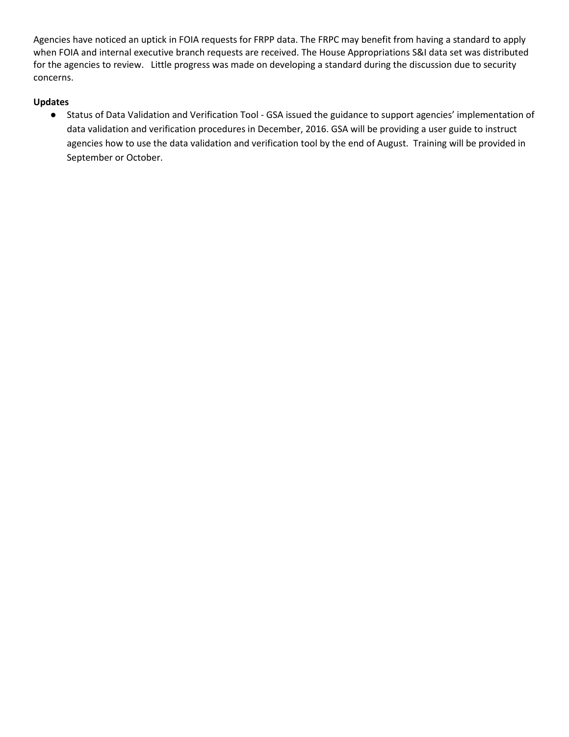Agencies have noticed an uptick in FOIA requests for FRPP data. The FRPC may benefit from having a standard to apply when FOIA and internal executive branch requests are received. The House Appropriations S&I data set was distributed for the agencies to review. Little progress was made on developing a standard during the discussion due to security concerns.

**Updates**

- Status of Data Validation and Verification Tool - GSA issued the guidance to support agencies' implementation of data validation and verification procedures in December, 2016. GSA will be providing a user guide to instruct agencies how to use the data validation and verification tool by the end of August. Training will be provided in September or October.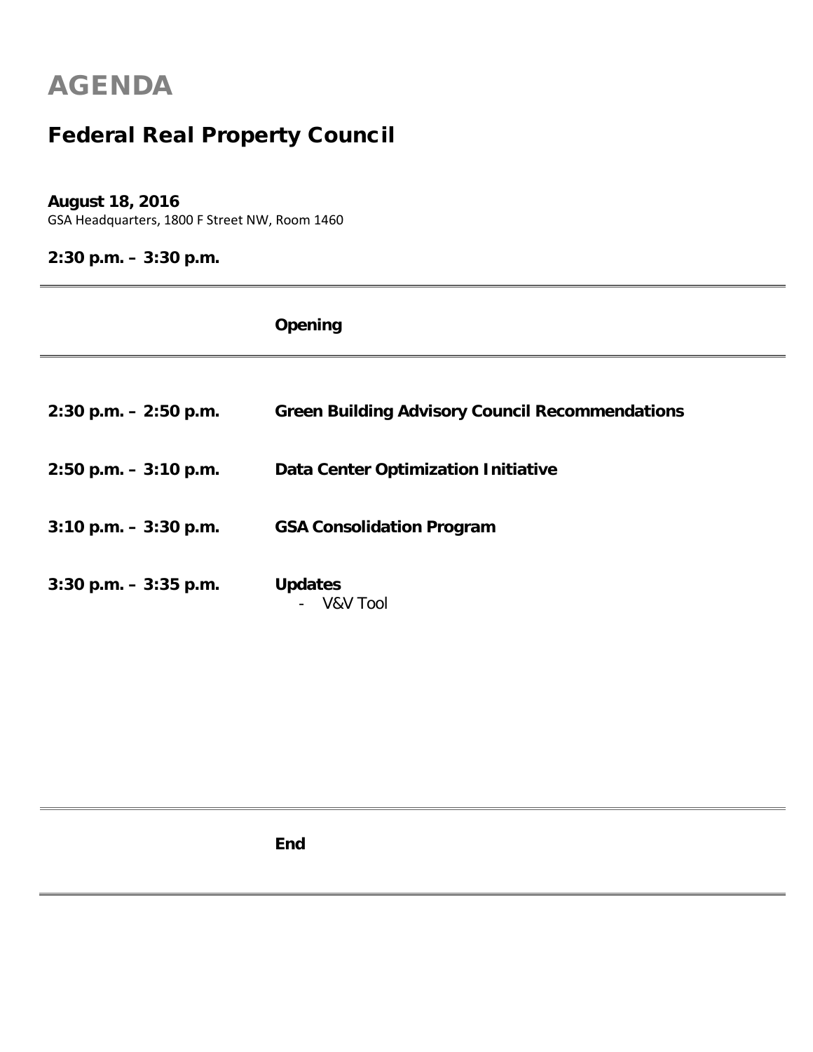# AGENDA

## Federal Real Property Council

**August 18, 2016**
GSA Headquarters, 1800 F Street NW, Room 1460

**2:30 p.m. – 3:30 p.m.**

---

**Opening**

---

| | |
|---|---|
| **2:30 p.m. – 2:50 p.m.** | **Green Building Advisory Council Recommendations** |
| **2:50 p.m. – 3:10 p.m.** | **Data Center Optimization Initiative** |
| **3:10 p.m. – 3:30 p.m.** | **GSA Consolidation Program** |
| **3:30 p.m. – 3:35 p.m.** | **Updates**<br>- V&V Tool |

---

**End**

---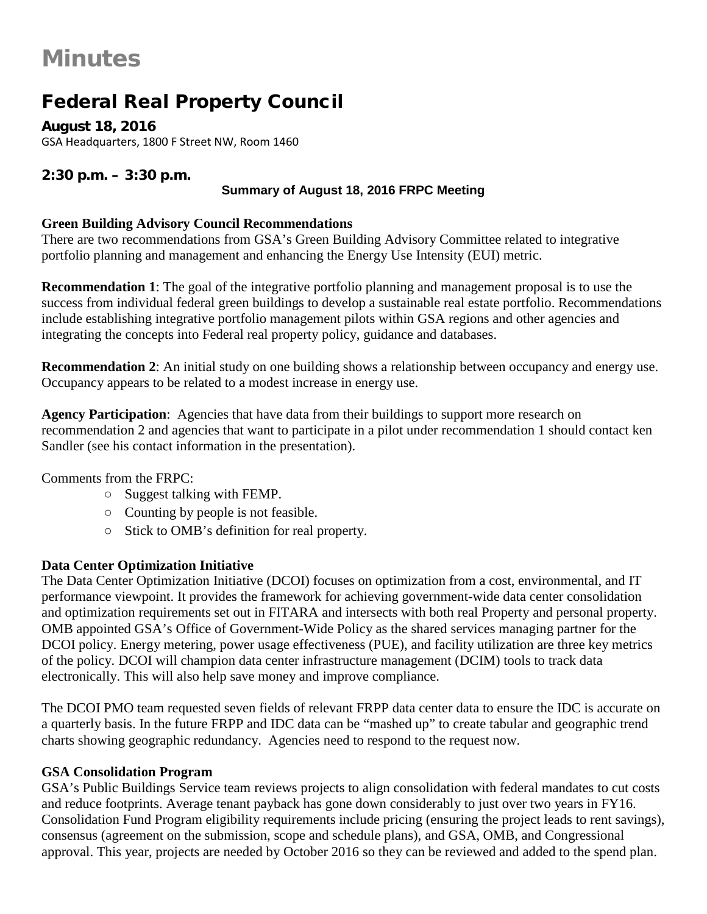# Minutes

## Federal Real Property Council

### August 18, 2016

GSA Headquarters, 1800 F Street NW, Room 1460

### 2:30 p.m. – 3:30 p.m.

**Summary of August 18, 2016 FRPC Meeting**

**Green Building Advisory Council Recommendations**

There are two recommendations from GSA's Green Building Advisory Committee related to integrative portfolio planning and management and enhancing the Energy Use Intensity (EUI) metric.

**Recommendation 1**: The goal of the integrative portfolio planning and management proposal is to use the success from individual federal green buildings to develop a sustainable real estate portfolio. Recommendations include establishing integrative portfolio management pilots within GSA regions and other agencies and integrating the concepts into Federal real property policy, guidance and databases.

**Recommendation 2**: An initial study on one building shows a relationship between occupancy and energy use. Occupancy appears to be related to a modest increase in energy use.

**Agency Participation**: Agencies that have data from their buildings to support more research on recommendation 2 and agencies that want to participate in a pilot under recommendation 1 should contact ken Sandler (see his contact information in the presentation).

Comments from the FRPC:

- Suggest talking with FEMP.
- Counting by people is not feasible.
- Stick to OMB's definition for real property.

**Data Center Optimization Initiative**

The Data Center Optimization Initiative (DCOI) focuses on optimization from a cost, environmental, and IT performance viewpoint. It provides the framework for achieving government-wide data center consolidation and optimization requirements set out in FITARA and intersects with both real Property and personal property. OMB appointed GSA's Office of Government-Wide Policy as the shared services managing partner for the DCOI policy. Energy metering, power usage effectiveness (PUE), and facility utilization are three key metrics of the policy. DCOI will champion data center infrastructure management (DCIM) tools to track data electronically. This will also help save money and improve compliance.

The DCOI PMO team requested seven fields of relevant FRPP data center data to ensure the IDC is accurate on a quarterly basis. In the future FRPP and IDC data can be "mashed up" to create tabular and geographic trend charts showing geographic redundancy. Agencies need to respond to the request now.

**GSA Consolidation Program**

GSA's Public Buildings Service team reviews projects to align consolidation with federal mandates to cut costs and reduce footprints. Average tenant payback has gone down considerably to just over two years in FY16. Consolidation Fund Program eligibility requirements include pricing (ensuring the project leads to rent savings), consensus (agreement on the submission, scope and schedule plans), and GSA, OMB, and Congressional approval. This year, projects are needed by October 2016 so they can be reviewed and added to the spend plan.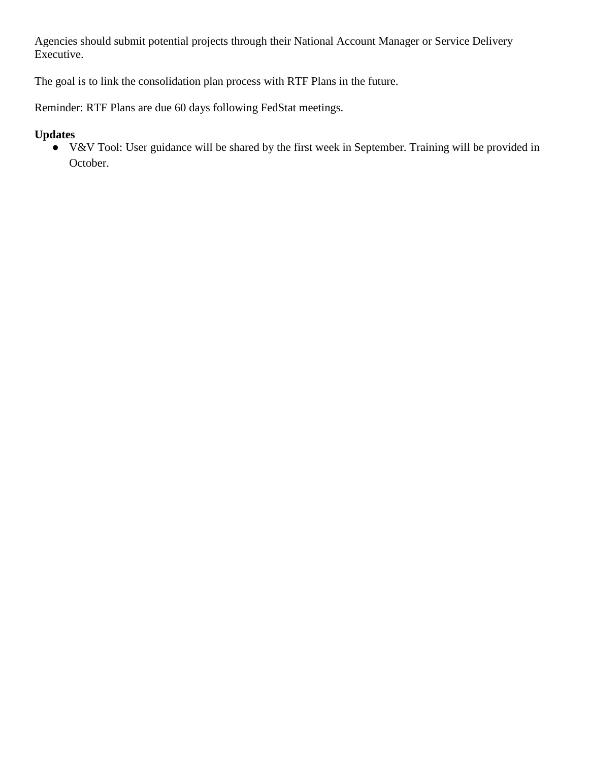Agencies should submit potential projects through their National Account Manager or Service Delivery Executive.

The goal is to link the consolidation plan process with RTF Plans in the future.

Reminder: RTF Plans are due 60 days following FedStat meetings.

**Updates**

- V&V Tool: User guidance will be shared by the first week in September. Training will be provided in October.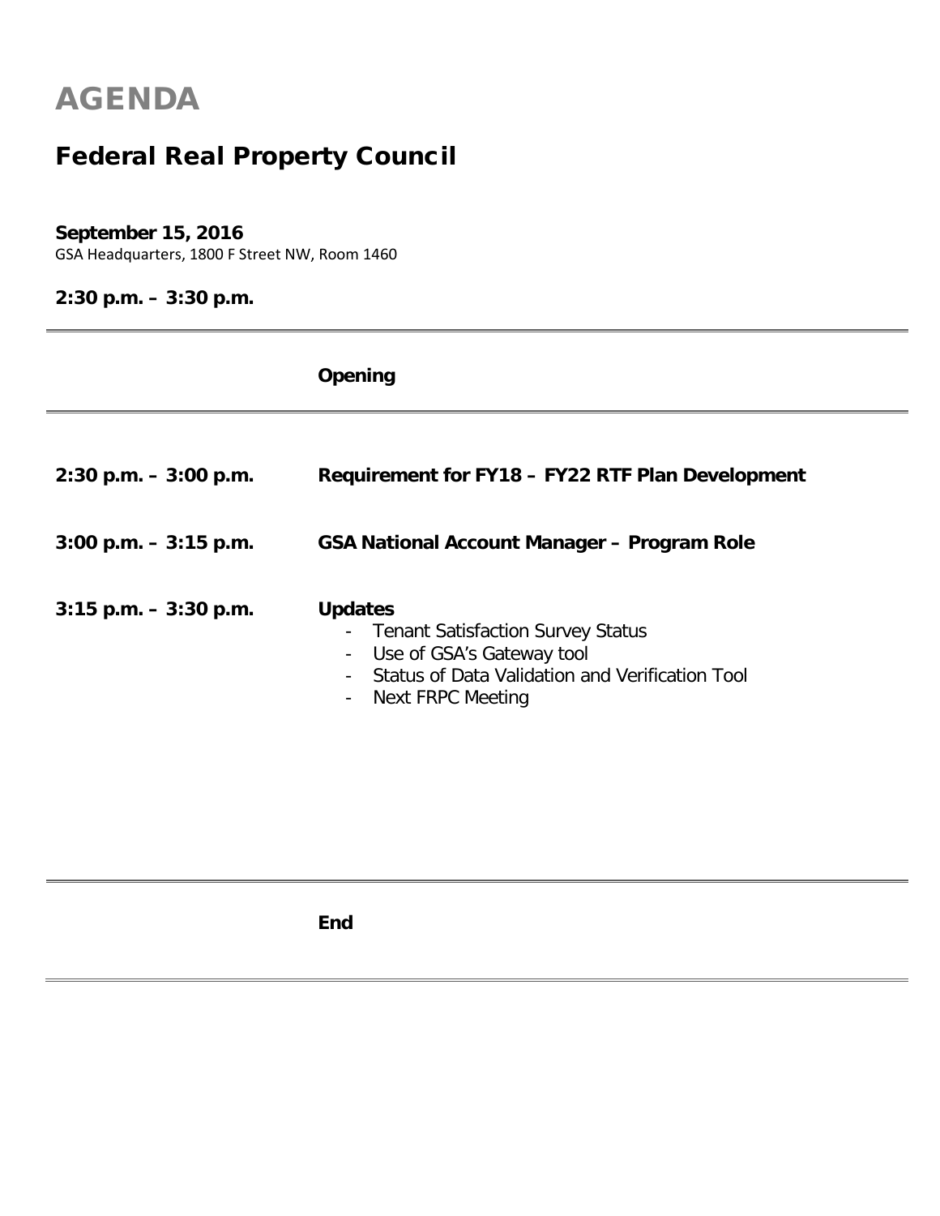# AGENDA

## Federal Real Property Council

**September 15, 2016**
GSA Headquarters, 1800 F Street NW, Room 1460

**2:30 p.m. – 3:30 p.m.**

---

**Opening**

---

| | |
|---|---|
| **2:30 p.m. – 3:00 p.m.** | **Requirement for FY18 – FY22 RTF Plan Development** |
| **3:00 p.m. – 3:15 p.m.** | **GSA National Account Manager – Program Role** |
| **3:15 p.m. – 3:30 p.m.** | **Updates** |

- Tenant Satisfaction Survey Status
- Use of GSA's Gateway tool
- Status of Data Validation and Verification Tool
- Next FRPC Meeting

---

**End**

---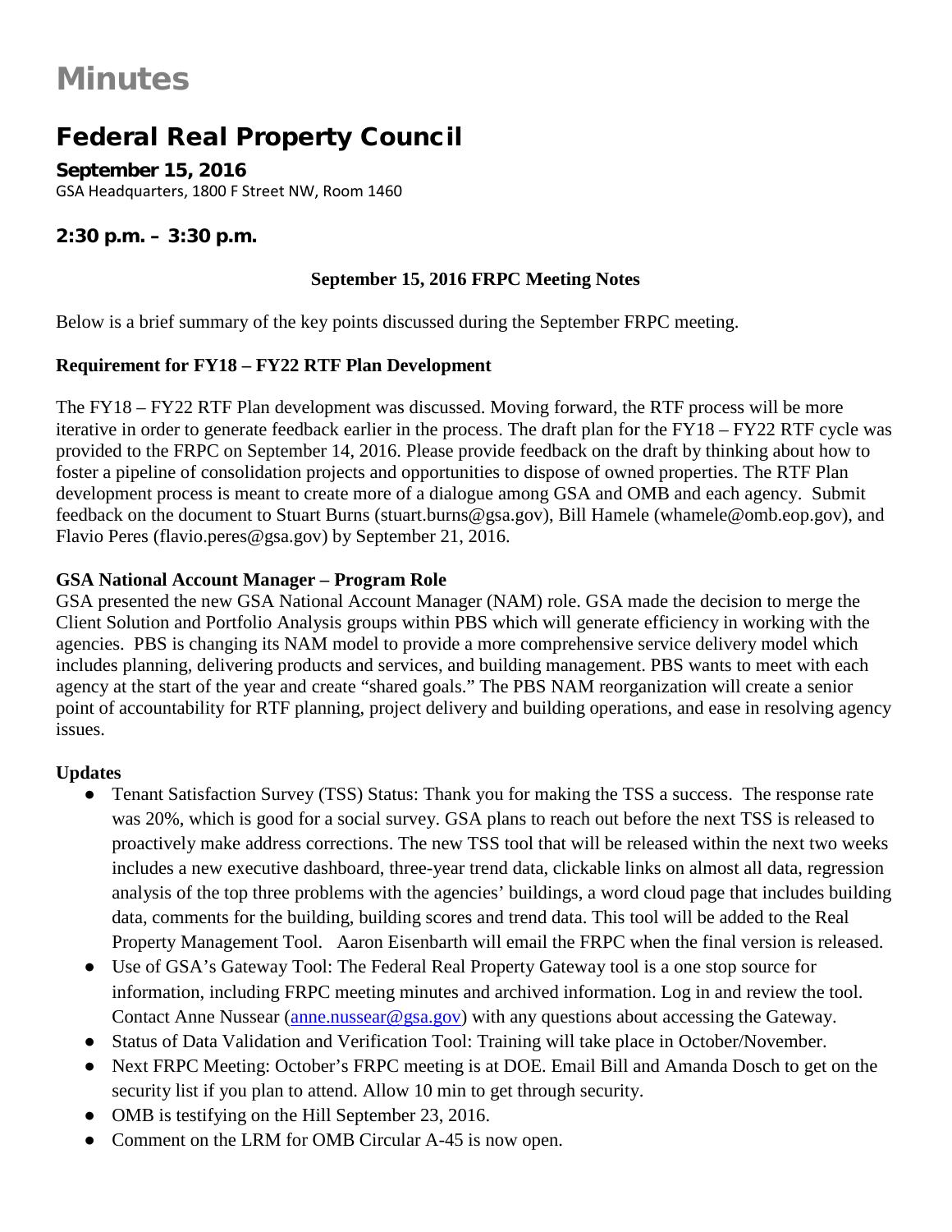# Minutes

## Federal Real Property Council

**September 15, 2016**

GSA Headquarters, 1800 F Street NW, Room 1460

### 2:30 p.m. – 3:30 p.m.

**September 15, 2016 FRPC Meeting Notes**

Below is a brief summary of the key points discussed during the September FRPC meeting.

**Requirement for FY18 – FY22 RTF Plan Development**

The FY18 – FY22 RTF Plan development was discussed. Moving forward, the RTF process will be more iterative in order to generate feedback earlier in the process. The draft plan for the FY18 – FY22 RTF cycle was provided to the FRPC on September 14, 2016. Please provide feedback on the draft by thinking about how to foster a pipeline of consolidation projects and opportunities to dispose of owned properties. The RTF Plan development process is meant to create more of a dialogue among GSA and OMB and each agency. Submit feedback on the document to Stuart Burns (stuart.burns@gsa.gov), Bill Hamele (whamele@omb.eop.gov), and Flavio Peres (flavio.peres@gsa.gov) by September 21, 2016.

**GSA National Account Manager – Program Role**

GSA presented the new GSA National Account Manager (NAM) role. GSA made the decision to merge the Client Solution and Portfolio Analysis groups within PBS which will generate efficiency in working with the agencies. PBS is changing its NAM model to provide a more comprehensive service delivery model which includes planning, delivering products and services, and building management. PBS wants to meet with each agency at the start of the year and create "shared goals." The PBS NAM reorganization will create a senior point of accountability for RTF planning, project delivery and building operations, and ease in resolving agency issues.

**Updates**

- Tenant Satisfaction Survey (TSS) Status: Thank you for making the TSS a success. The response rate was 20%, which is good for a social survey. GSA plans to reach out before the next TSS is released to proactively make address corrections. The new TSS tool that will be released within the next two weeks includes a new executive dashboard, three-year trend data, clickable links on almost all data, regression analysis of the top three problems with the agencies' buildings, a word cloud page that includes building data, comments for the building, building scores and trend data. This tool will be added to the Real Property Management Tool. Aaron Eisenbarth will email the FRPC when the final version is released.
- Use of GSA's Gateway Tool: The Federal Real Property Gateway tool is a one stop source for information, including FRPC meeting minutes and archived information. Log in and review the tool. Contact Anne Nussear (anne.nussear@gsa.gov) with any questions about accessing the Gateway.
- Status of Data Validation and Verification Tool: Training will take place in October/November.
- Next FRPC Meeting: October's FRPC meeting is at DOE. Email Bill and Amanda Dosch to get on the security list if you plan to attend. Allow 10 min to get through security.
- OMB is testifying on the Hill September 23, 2016.
- Comment on the LRM for OMB Circular A-45 is now open.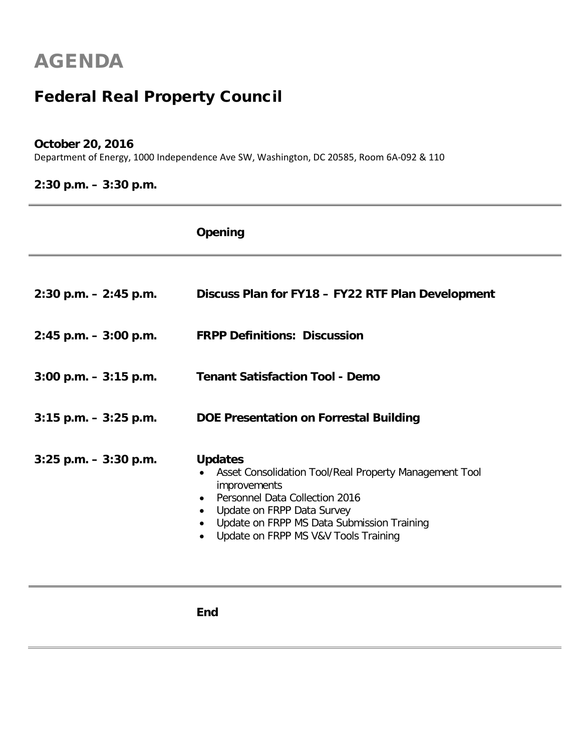# AGENDA

## Federal Real Property Council

**October 20, 2016**
Department of Energy, 1000 Independence Ave SW, Washington, DC 20585, Room 6A-092 & 110

**2:30 p.m. – 3:30 p.m.**

---

**Opening**

---

| Time | Item |
|---|---|
| **2:30 p.m. – 2:45 p.m.** | **Discuss Plan for FY18 – FY22 RTF Plan Development** |
| **2:45 p.m. – 3:00 p.m.** | **FRPP Definitions: Discussion** |
| **3:00 p.m. – 3:15 p.m.** | **Tenant Satisfaction Tool - Demo** |
| **3:15 p.m. – 3:25 p.m.** | **DOE Presentation on Forrestal Building** |
| **3:25 p.m. – 3:30 p.m.** | **Updates** |

**Updates**

- Asset Consolidation Tool/Real Property Management Tool improvements
- Personnel Data Collection 2016
- Update on FRPP Data Survey
- Update on FRPP MS Data Submission Training
- Update on FRPP MS V&V Tools Training

---

**End**

---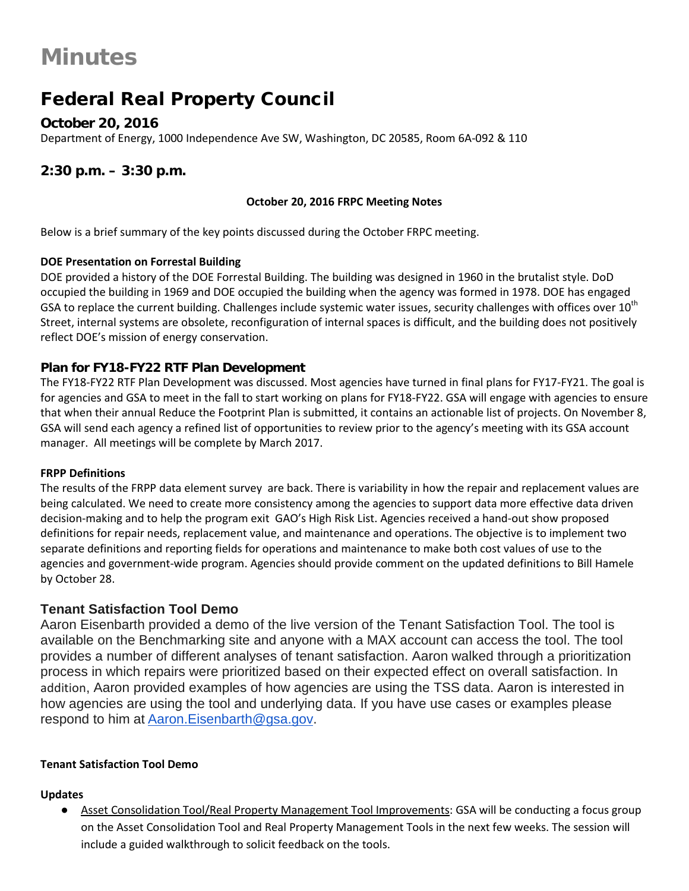# Minutes

## Federal Real Property Council

### October 20, 2016

Department of Energy, 1000 Independence Ave SW, Washington, DC 20585, Room 6A-092 & 110

### 2:30 p.m. – 3:30 p.m.

**October 20, 2016 FRPC Meeting Notes**

Below is a brief summary of the key points discussed during the October FRPC meeting.

**DOE Presentation on Forrestal Building**

DOE provided a history of the DOE Forrestal Building. The building was designed in 1960 in the brutalist style. DoD occupied the building in 1969 and DOE occupied the building when the agency was formed in 1978. DOE has engaged GSA to replace the current building. Challenges include systemic water issues, security challenges with offices over 10th Street, internal systems are obsolete, reconfiguration of internal spaces is difficult, and the building does not positively reflect DOE's mission of energy conservation.

### Plan for FY18-FY22 RTF Plan Development

The FY18-FY22 RTF Plan Development was discussed. Most agencies have turned in final plans for FY17-FY21. The goal is for agencies and GSA to meet in the fall to start working on plans for FY18-FY22. GSA will engage with agencies to ensure that when their annual Reduce the Footprint Plan is submitted, it contains an actionable list of projects. On November 8, GSA will send each agency a refined list of opportunities to review prior to the agency's meeting with its GSA account manager. All meetings will be complete by March 2017.

**FRPP Definitions**

The results of the FRPP data element survey are back. There is variability in how the repair and replacement values are being calculated. We need to create more consistency among the agencies to support data more effective data driven decision-making and to help the program exit GAO's High Risk List. Agencies received a hand-out show proposed definitions for repair needs, replacement value, and maintenance and operations. The objective is to implement two separate definitions and reporting fields for operations and maintenance to make both cost values of use to the agencies and government-wide program. Agencies should provide comment on the updated definitions to Bill Hamele by October 28.

### Tenant Satisfaction Tool Demo

Aaron Eisenbarth provided a demo of the live version of the Tenant Satisfaction Tool. The tool is available on the Benchmarking site and anyone with a MAX account can access the tool. The tool provides a number of different analyses of tenant satisfaction. Aaron walked through a prioritization process in which repairs were prioritized based on their expected effect on overall satisfaction. In addition, Aaron provided examples of how agencies are using the TSS data. Aaron is interested in how agencies are using the tool and underlying data. If you have use cases or examples please respond to him at Aaron.Eisenbarth@gsa.gov.

**Tenant Satisfaction Tool Demo**

**Updates**

- Asset Consolidation Tool/Real Property Management Tool Improvements: GSA will be conducting a focus group on the Asset Consolidation Tool and Real Property Management Tools in the next few weeks. The session will include a guided walkthrough to solicit feedback on the tools.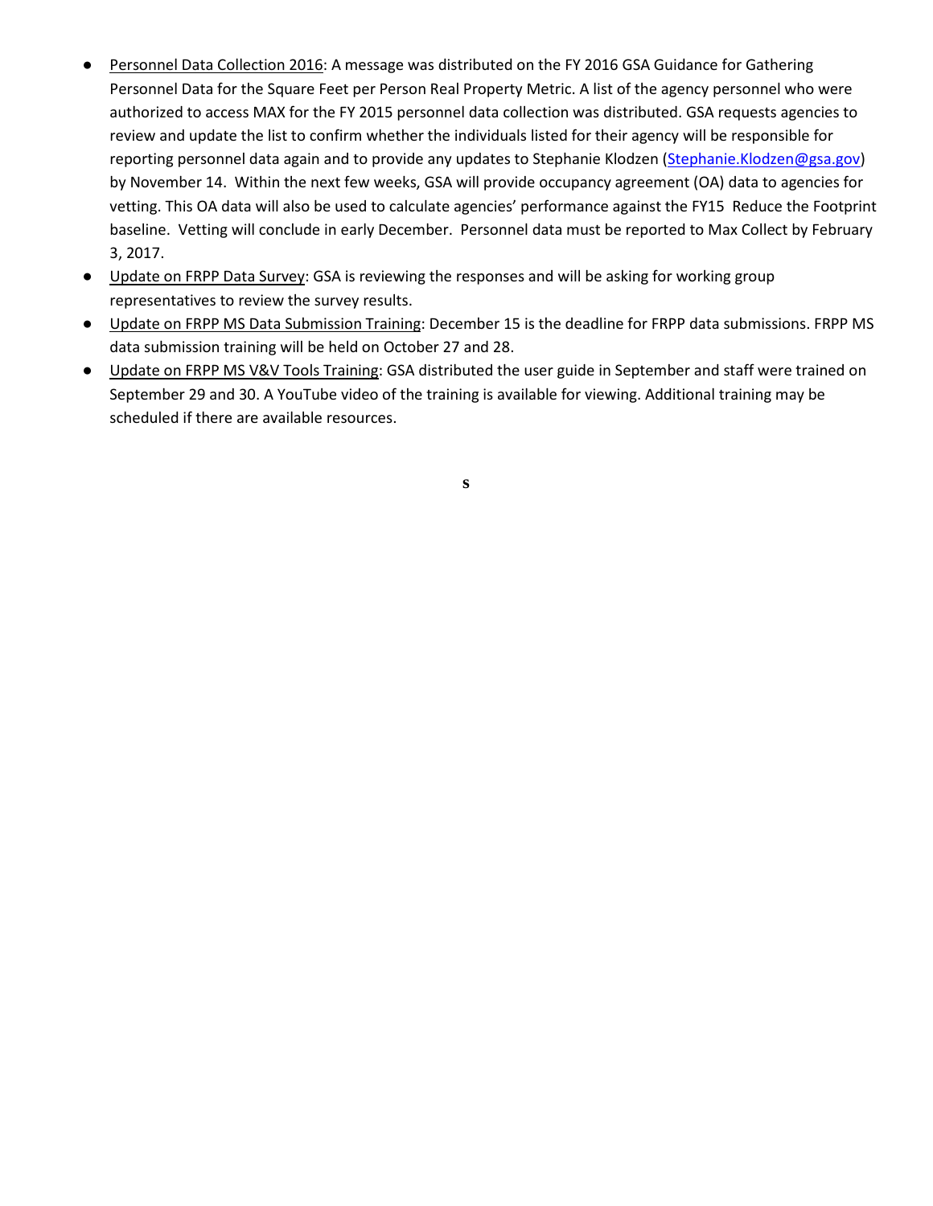- Personnel Data Collection 2016: A message was distributed on the FY 2016 GSA Guidance for Gathering Personnel Data for the Square Feet per Person Real Property Metric. A list of the agency personnel who were authorized to access MAX for the FY 2015 personnel data collection was distributed. GSA requests agencies to review and update the list to confirm whether the individuals listed for their agency will be responsible for reporting personnel data again and to provide any updates to Stephanie Klodzen (Stephanie.Klodzen@gsa.gov) by November 14. Within the next few weeks, GSA will provide occupancy agreement (OA) data to agencies for vetting. This OA data will also be used to calculate agencies' performance against the FY15 Reduce the Footprint baseline. Vetting will conclude in early December. Personnel data must be reported to Max Collect by February 3, 2017.
- Update on FRPP Data Survey: GSA is reviewing the responses and will be asking for working group representatives to review the survey results.
- Update on FRPP MS Data Submission Training: December 15 is the deadline for FRPP data submissions. FRPP MS data submission training will be held on October 27 and 28.
- Update on FRPP MS V&V Tools Training: GSA distributed the user guide in September and staff were trained on September 29 and 30. A YouTube video of the training is available for viewing. Additional training may be scheduled if there are available resources.

s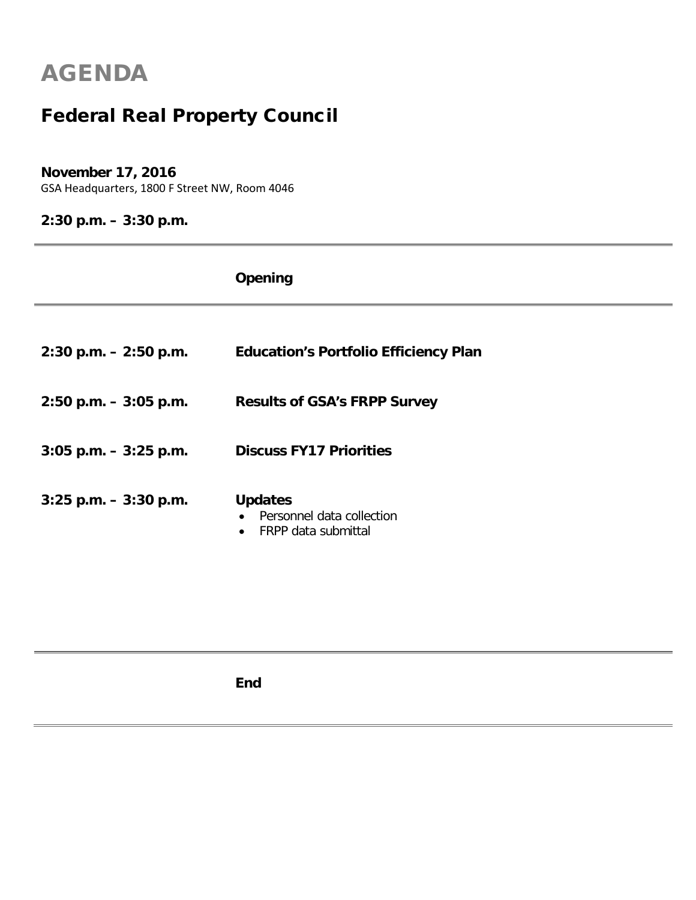# AGENDA

## Federal Real Property Council

**November 17, 2016**
GSA Headquarters, 1800 F Street NW, Room 4046

**2:30 p.m. – 3:30 p.m.**

---

**Opening**

---

| | |
|---|---|
| **2:30 p.m. – 2:50 p.m.** | **Education's Portfolio Efficiency Plan** |
| **2:50 p.m. – 3:05 p.m.** | **Results of GSA's FRPP Survey** |
| **3:05 p.m. – 3:25 p.m.** | **Discuss FY17 Priorities** |
| **3:25 p.m. – 3:30 p.m.** | **Updates**<br>• Personnel data collection<br>• FRPP data submittal |

---

**End**

---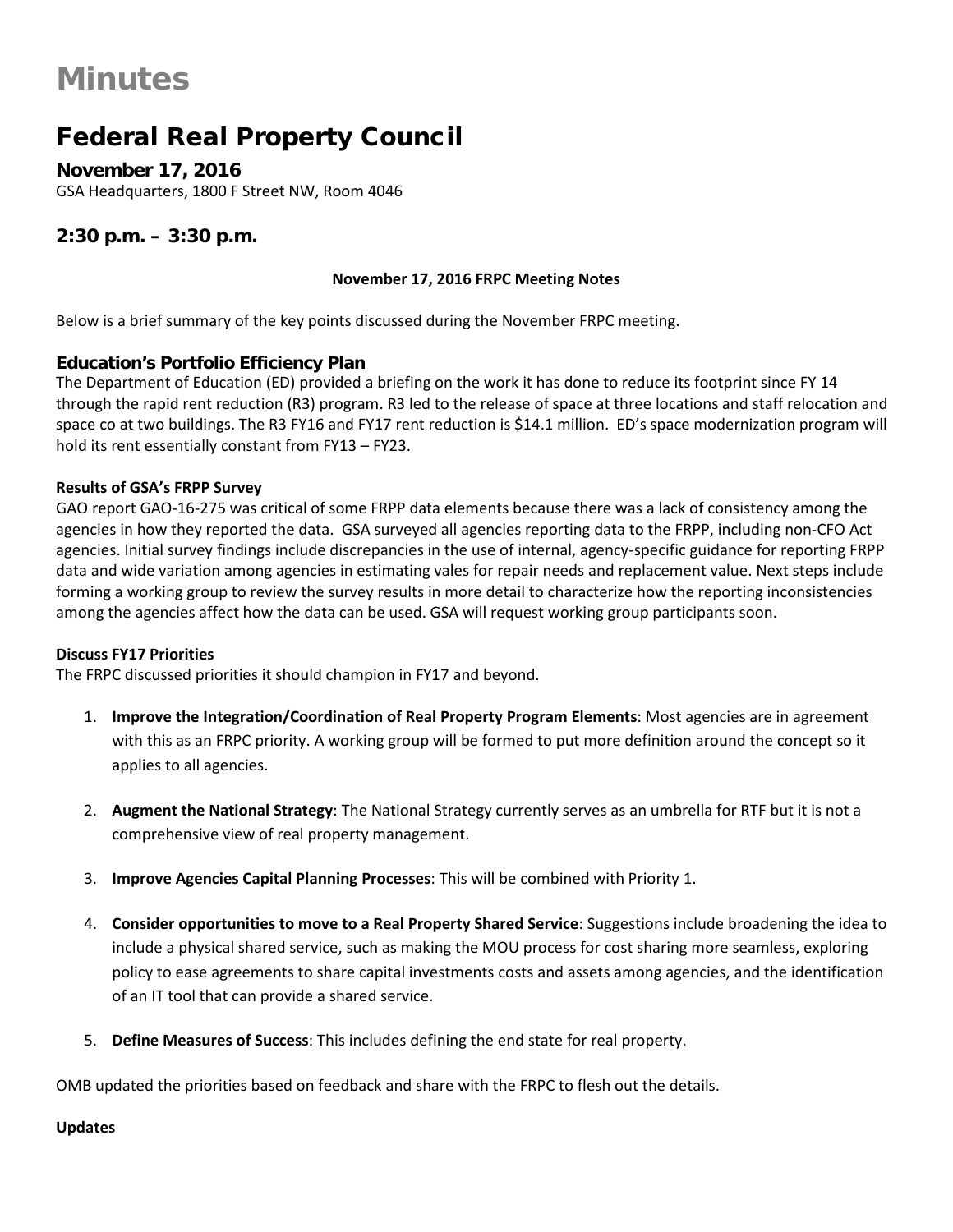# Minutes

## Federal Real Property Council

### November 17, 2016

GSA Headquarters, 1800 F Street NW, Room 4046

### 2:30 p.m. – 3:30 p.m.

**November 17, 2016 FRPC Meeting Notes**

Below is a brief summary of the key points discussed during the November FRPC meeting.

### Education's Portfolio Efficiency Plan

The Department of Education (ED) provided a briefing on the work it has done to reduce its footprint since FY 14 through the rapid rent reduction (R3) program. R3 led to the release of space at three locations and staff relocation and space co at two buildings. The R3 FY16 and FY17 rent reduction is $14.1 million. ED's space modernization program will hold its rent essentially constant from FY13 – FY23.

**Results of GSA's FRPP Survey**

GAO report GAO-16-275 was critical of some FRPP data elements because there was a lack of consistency among the agencies in how they reported the data. GSA surveyed all agencies reporting data to the FRPP, including non-CFO Act agencies. Initial survey findings include discrepancies in the use of internal, agency-specific guidance for reporting FRPP data and wide variation among agencies in estimating vales for repair needs and replacement value. Next steps include forming a working group to review the survey results in more detail to characterize how the reporting inconsistencies among the agencies affect how the data can be used. GSA will request working group participants soon.

**Discuss FY17 Priorities**

The FRPC discussed priorities it should champion in FY17 and beyond.

1. **Improve the Integration/Coordination of Real Property Program Elements**: Most agencies are in agreement with this as an FRPC priority. A working group will be formed to put more definition around the concept so it applies to all agencies.

2. **Augment the National Strategy**: The National Strategy currently serves as an umbrella for RTF but it is not a comprehensive view of real property management.

3. **Improve Agencies Capital Planning Processes**: This will be combined with Priority 1.

4. **Consider opportunities to move to a Real Property Shared Service**: Suggestions include broadening the idea to include a physical shared service, such as making the MOU process for cost sharing more seamless, exploring policy to ease agreements to share capital investments costs and assets among agencies, and the identification of an IT tool that can provide a shared service.

5. **Define Measures of Success**: This includes defining the end state for real property.

OMB updated the priorities based on feedback and share with the FRPC to flesh out the details.

**Updates**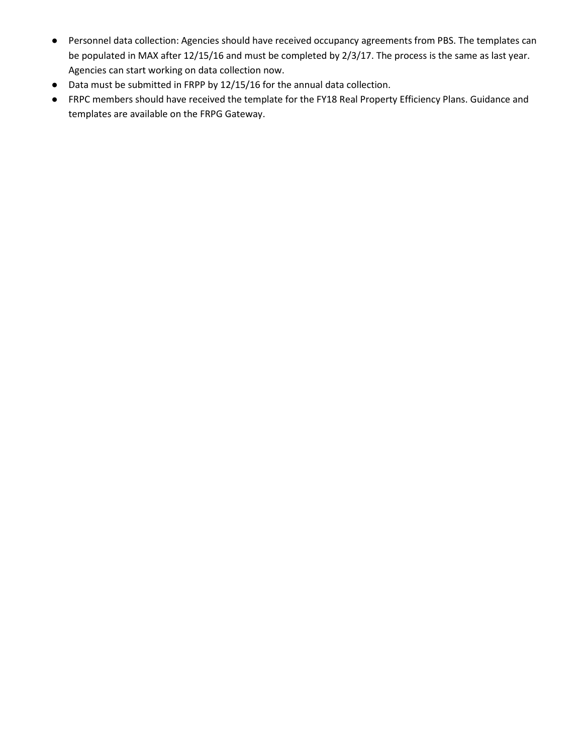- Personnel data collection: Agencies should have received occupancy agreements from PBS. The templates can be populated in MAX after 12/15/16 and must be completed by 2/3/17. The process is the same as last year. Agencies can start working on data collection now.
- Data must be submitted in FRPP by 12/15/16 for the annual data collection.
- FRPC members should have received the template for the FY18 Real Property Efficiency Plans. Guidance and templates are available on the FRPG Gateway.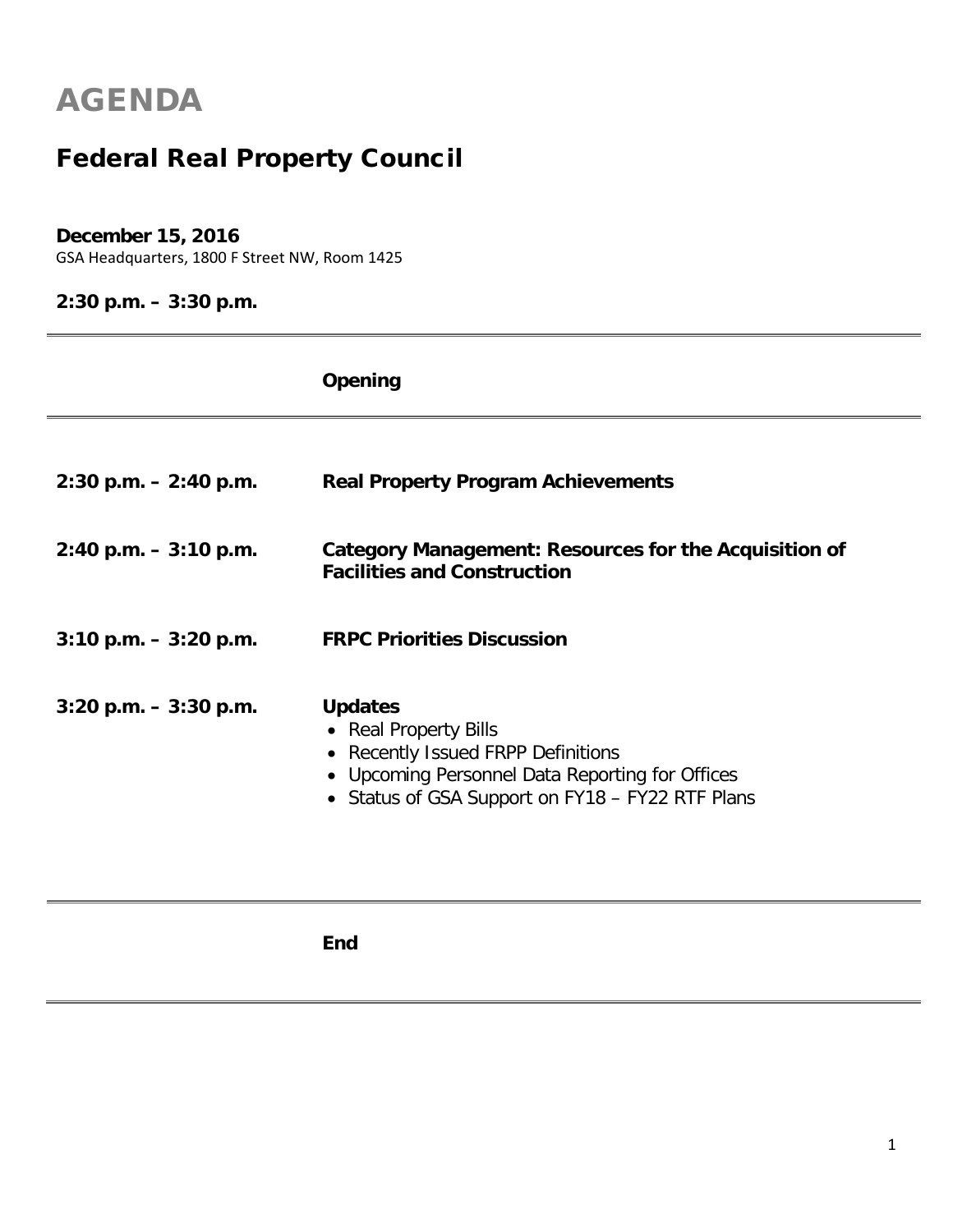# AGENDA

## Federal Real Property Council

**December 15, 2016**
GSA Headquarters, 1800 F Street NW, Room 1425

**2:30 p.m. – 3:30 p.m.**

---

**Opening**

---

| | |
|---|---|
| **2:30 p.m. – 2:40 p.m.** | **Real Property Program Achievements** |
| **2:40 p.m. – 3:10 p.m.** | **Category Management: Resources for the Acquisition of Facilities and Construction** |
| **3:10 p.m. – 3:20 p.m.** | **FRPC Priorities Discussion** |
| **3:20 p.m. – 3:30 p.m.** | **Updates** |

- Real Property Bills
- Recently Issued FRPP Definitions
- Upcoming Personnel Data Reporting for Offices
- Status of GSA Support on FY18 – FY22 RTF Plans

---

**End**

---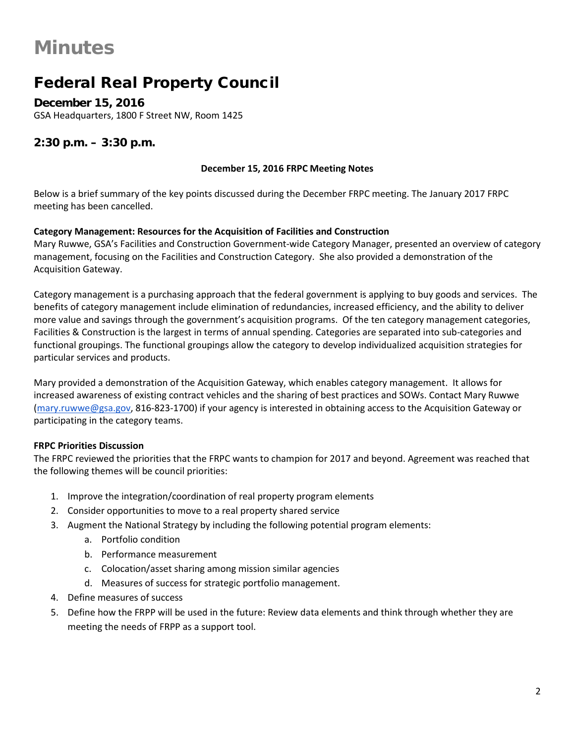# Minutes

## Federal Real Property Council

### December 15, 2016

GSA Headquarters, 1800 F Street NW, Room 1425

### 2:30 p.m. – 3:30 p.m.

**December 15, 2016 FRPC Meeting Notes**

Below is a brief summary of the key points discussed during the December FRPC meeting. The January 2017 FRPC meeting has been cancelled.

**Category Management: Resources for the Acquisition of Facilities and Construction**

Mary Ruwwe, GSA's Facilities and Construction Government-wide Category Manager, presented an overview of category management, focusing on the Facilities and Construction Category. She also provided a demonstration of the Acquisition Gateway.

Category management is a purchasing approach that the federal government is applying to buy goods and services. The benefits of category management include elimination of redundancies, increased efficiency, and the ability to deliver more value and savings through the government's acquisition programs. Of the ten category management categories, Facilities & Construction is the largest in terms of annual spending. Categories are separated into sub-categories and functional groupings. The functional groupings allow the category to develop individualized acquisition strategies for particular services and products.

Mary provided a demonstration of the Acquisition Gateway, which enables category management. It allows for increased awareness of existing contract vehicles and the sharing of best practices and SOWs. Contact Mary Ruwwe (mary.ruwwe@gsa.gov, 816-823-1700) if your agency is interested in obtaining access to the Acquisition Gateway or participating in the category teams.

**FRPC Priorities Discussion**

The FRPC reviewed the priorities that the FRPC wants to champion for 2017 and beyond. Agreement was reached that the following themes will be council priorities:

1. Improve the integration/coordination of real property program elements
2. Consider opportunities to move to a real property shared service
3. Augment the National Strategy by including the following potential program elements:
   a. Portfolio condition
   b. Performance measurement
   c. Colocation/asset sharing among mission similar agencies
   d. Measures of success for strategic portfolio management.
4. Define measures of success
5. Define how the FRPP will be used in the future: Review data elements and think through whether they are meeting the needs of FRPP as a support tool.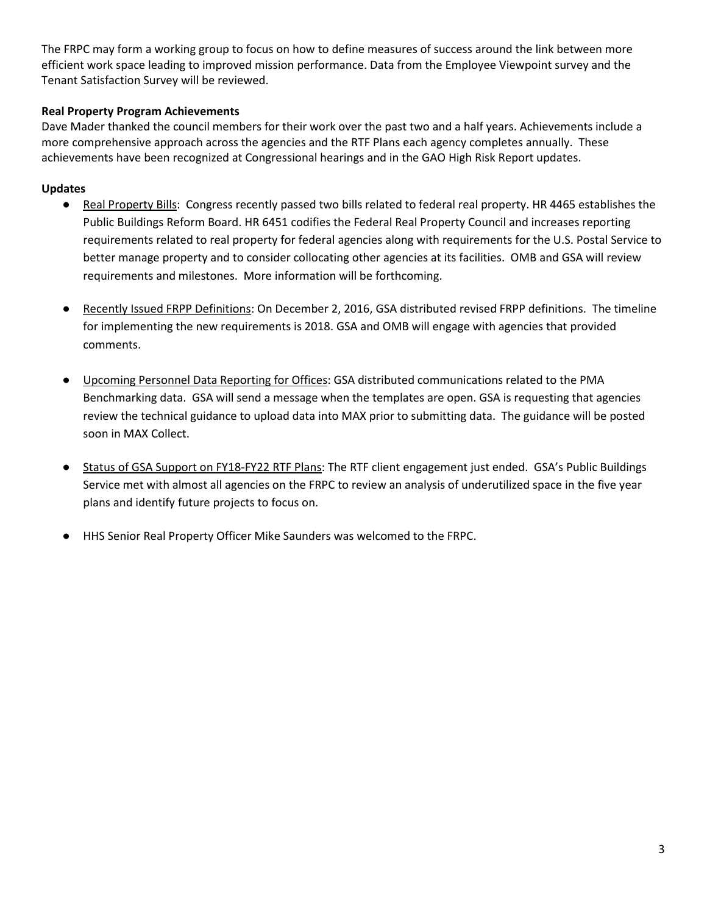The FRPC may form a working group to focus on how to define measures of success around the link between more efficient work space leading to improved mission performance. Data from the Employee Viewpoint survey and the Tenant Satisfaction Survey will be reviewed.

**Real Property Program Achievements**

Dave Mader thanked the council members for their work over the past two and a half years. Achievements include a more comprehensive approach across the agencies and the RTF Plans each agency completes annually. These achievements have been recognized at Congressional hearings and in the GAO High Risk Report updates.

**Updates**

- Real Property Bills: Congress recently passed two bills related to federal real property. HR 4465 establishes the Public Buildings Reform Board. HR 6451 codifies the Federal Real Property Council and increases reporting requirements related to real property for federal agencies along with requirements for the U.S. Postal Service to better manage property and to consider collocating other agencies at its facilities. OMB and GSA will review requirements and milestones. More information will be forthcoming.

- Recently Issued FRPP Definitions: On December 2, 2016, GSA distributed revised FRPP definitions. The timeline for implementing the new requirements is 2018. GSA and OMB will engage with agencies that provided comments.

- Upcoming Personnel Data Reporting for Offices: GSA distributed communications related to the PMA Benchmarking data. GSA will send a message when the templates are open. GSA is requesting that agencies review the technical guidance to upload data into MAX prior to submitting data. The guidance will be posted soon in MAX Collect.

- Status of GSA Support on FY18-FY22 RTF Plans: The RTF client engagement just ended. GSA's Public Buildings Service met with almost all agencies on the FRPC to review an analysis of underutilized space in the five year plans and identify future projects to focus on.

- HHS Senior Real Property Officer Mike Saunders was welcomed to the FRPC.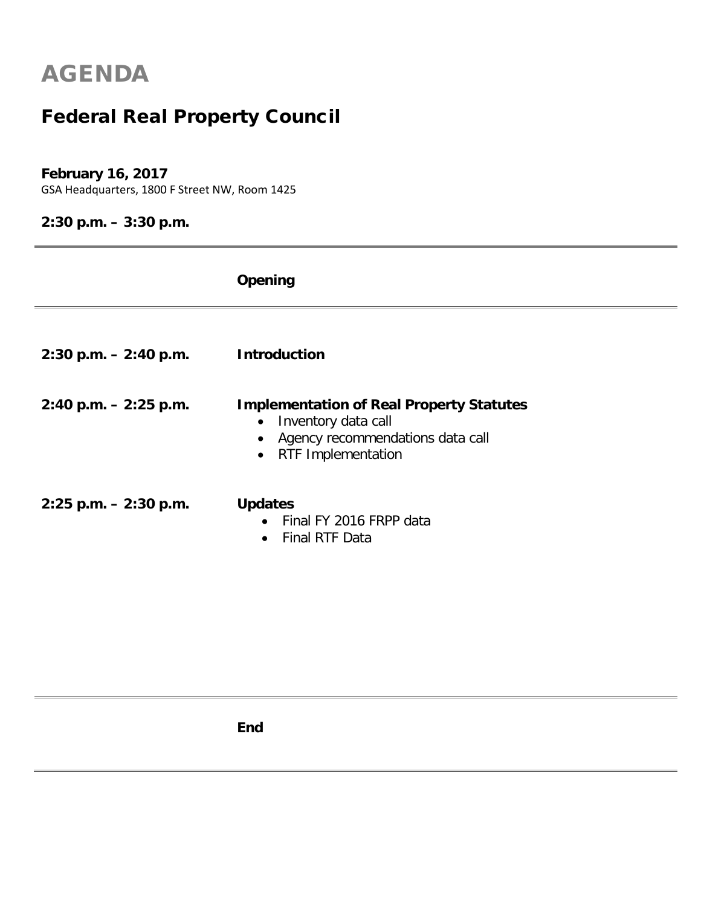# AGENDA

## Federal Real Property Council

**February 16, 2017**
GSA Headquarters, 1800 F Street NW, Room 1425

**2:30 p.m. – 3:30 p.m.**

---

**Opening**

---

**2:30 p.m. – 2:40 p.m.** **Introduction**

**2:40 p.m. – 2:25 p.m.** **Implementation of Real Property Statutes**

- Inventory data call
- Agency recommendations data call
- RTF Implementation

**2:25 p.m. – 2:30 p.m.** **Updates**

- Final FY 2016 FRPP data
- Final RTF Data

---

**End**

---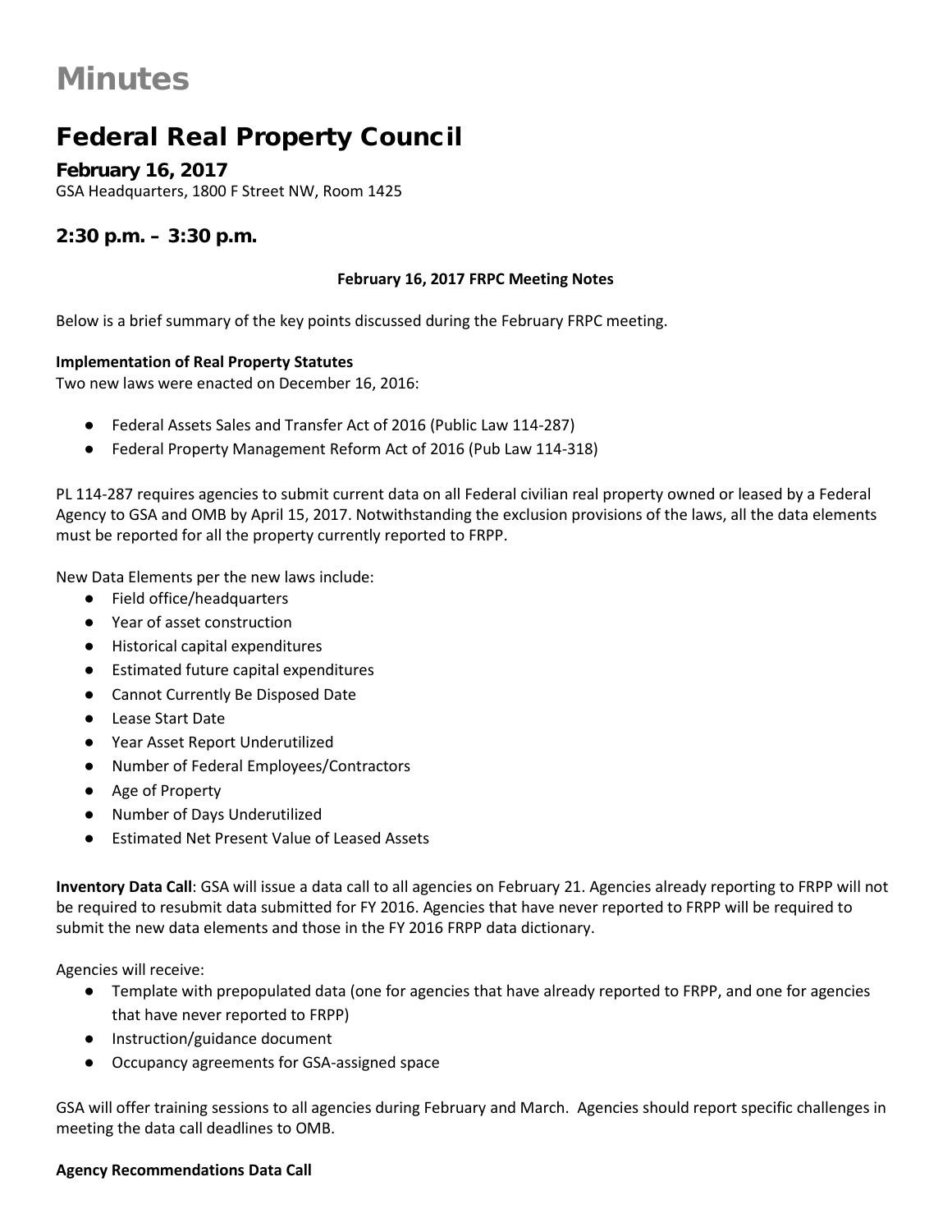# Minutes

## Federal Real Property Council

### February 16, 2017

GSA Headquarters, 1800 F Street NW, Room 1425

### 2:30 p.m. – 3:30 p.m.

**February 16, 2017 FRPC Meeting Notes**

Below is a brief summary of the key points discussed during the February FRPC meeting.

**Implementation of Real Property Statutes**

Two new laws were enacted on December 16, 2016:

- Federal Assets Sales and Transfer Act of 2016 (Public Law 114-287)
- Federal Property Management Reform Act of 2016 (Pub Law 114-318)

PL 114-287 requires agencies to submit current data on all Federal civilian real property owned or leased by a Federal Agency to GSA and OMB by April 15, 2017. Notwithstanding the exclusion provisions of the laws, all the data elements must be reported for all the property currently reported to FRPP.

New Data Elements per the new laws include:

- Field office/headquarters
- Year of asset construction
- Historical capital expenditures
- Estimated future capital expenditures
- Cannot Currently Be Disposed Date
- Lease Start Date
- Year Asset Report Underutilized
- Number of Federal Employees/Contractors
- Age of Property
- Number of Days Underutilized
- Estimated Net Present Value of Leased Assets

**Inventory Data Call**: GSA will issue a data call to all agencies on February 21. Agencies already reporting to FRPP will not be required to resubmit data submitted for FY 2016. Agencies that have never reported to FRPP will be required to submit the new data elements and those in the FY 2016 FRPP data dictionary.

Agencies will receive:

- Template with prepopulated data (one for agencies that have already reported to FRPP, and one for agencies that have never reported to FRPP)
- Instruction/guidance document
- Occupancy agreements for GSA-assigned space

GSA will offer training sessions to all agencies during February and March. Agencies should report specific challenges in meeting the data call deadlines to OMB.

**Agency Recommendations Data Call**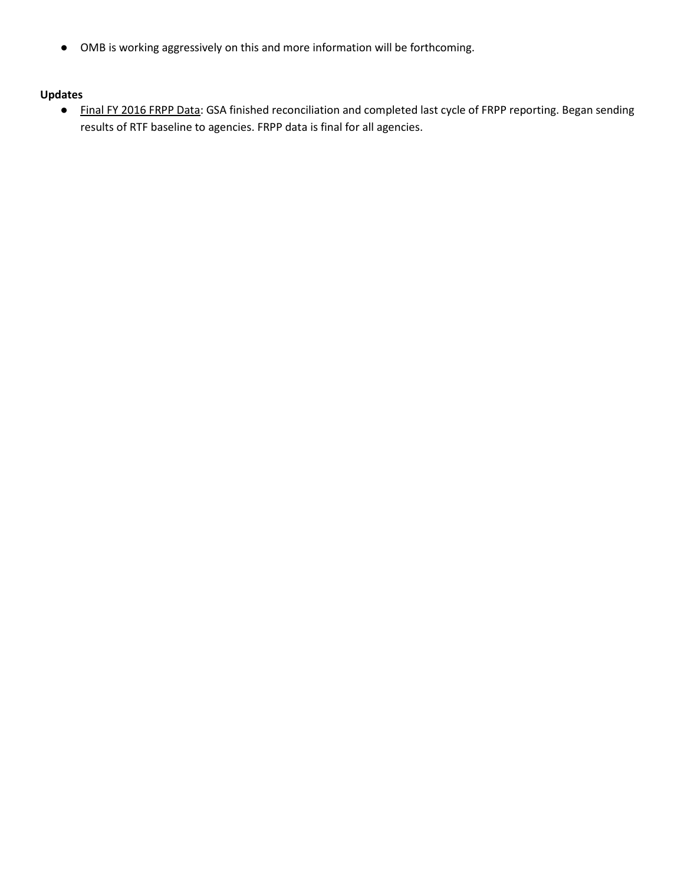- OMB is working aggressively on this and more information will be forthcoming.

**Updates**

- Final FY 2016 FRPP Data: GSA finished reconciliation and completed last cycle of FRPP reporting. Began sending results of RTF baseline to agencies. FRPP data is final for all agencies.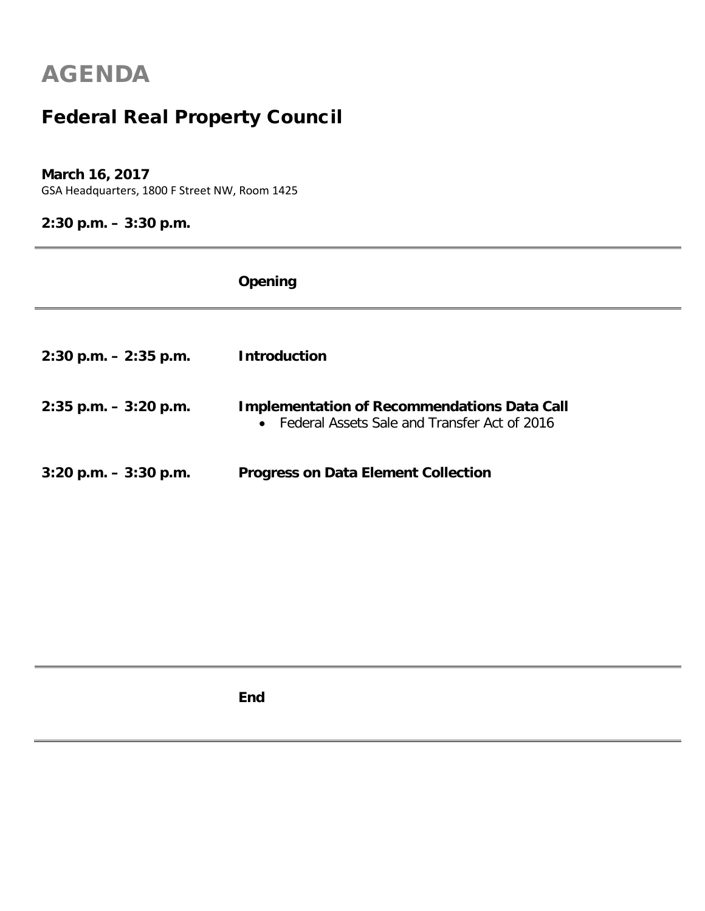# AGENDA

## Federal Real Property Council

**March 16, 2017**
GSA Headquarters, 1800 F Street NW, Room 1425

**2:30 p.m. – 3:30 p.m.**

---

**Opening**

---

| Time | Item |
|---|---|
| **2:30 p.m. – 2:35 p.m.** | **Introduction** |
| **2:35 p.m. – 3:20 p.m.** | **Implementation of Recommendations Data Call**<br>• Federal Assets Sale and Transfer Act of 2016 |
| **3:20 p.m. – 3:30 p.m.** | **Progress on Data Element Collection** |

---

**End**

---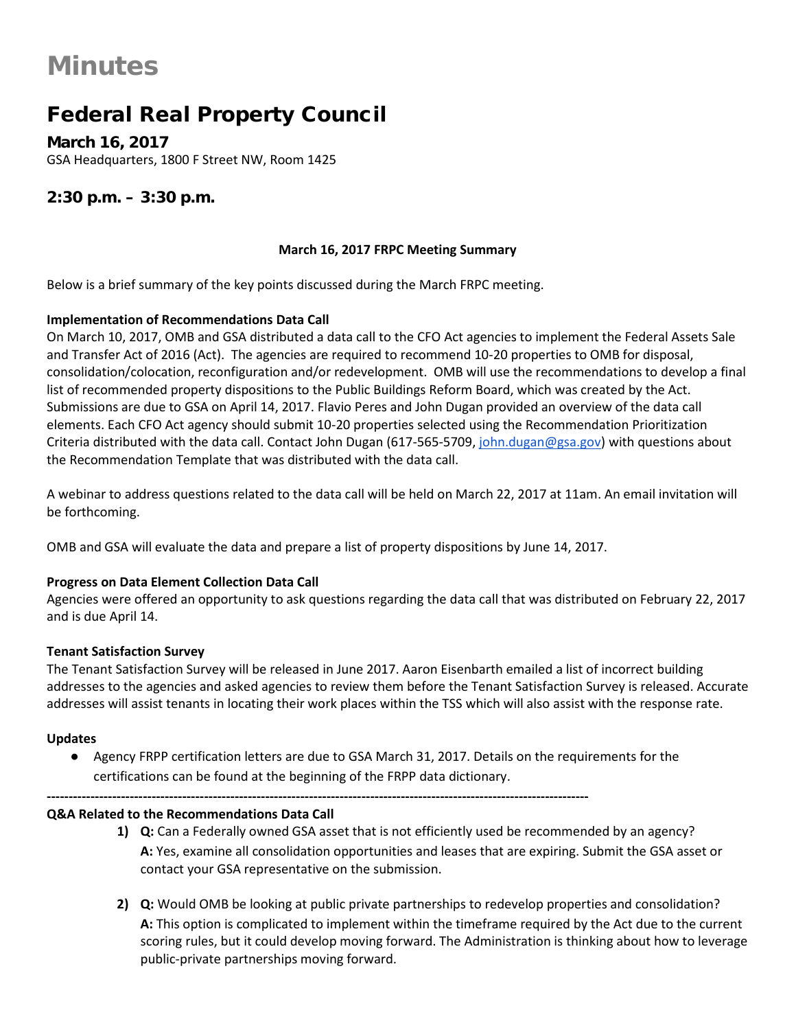# Minutes

## Federal Real Property Council

### March 16, 2017

GSA Headquarters, 1800 F Street NW, Room 1425

### 2:30 p.m. – 3:30 p.m.

**March 16, 2017 FRPC Meeting Summary**

Below is a brief summary of the key points discussed during the March FRPC meeting.

**Implementation of Recommendations Data Call**

On March 10, 2017, OMB and GSA distributed a data call to the CFO Act agencies to implement the Federal Assets Sale and Transfer Act of 2016 (Act). The agencies are required to recommend 10-20 properties to OMB for disposal, consolidation/colocation, reconfiguration and/or redevelopment. OMB will use the recommendations to develop a final list of recommended property dispositions to the Public Buildings Reform Board, which was created by the Act. Submissions are due to GSA on April 14, 2017. Flavio Peres and John Dugan provided an overview of the data call elements. Each CFO Act agency should submit 10-20 properties selected using the Recommendation Prioritization Criteria distributed with the data call. Contact John Dugan (617-565-5709, john.dugan@gsa.gov) with questions about the Recommendation Template that was distributed with the data call.

A webinar to address questions related to the data call will be held on March 22, 2017 at 11am. An email invitation will be forthcoming.

OMB and GSA will evaluate the data and prepare a list of property dispositions by June 14, 2017.

**Progress on Data Element Collection Data Call**

Agencies were offered an opportunity to ask questions regarding the data call that was distributed on February 22, 2017 and is due April 14.

**Tenant Satisfaction Survey**

The Tenant Satisfaction Survey will be released in June 2017. Aaron Eisenbarth emailed a list of incorrect building addresses to the agencies and asked agencies to review them before the Tenant Satisfaction Survey is released. Accurate addresses will assist tenants in locating their work places within the TSS which will also assist with the response rate.

**Updates**

- Agency FRPP certification letters are due to GSA March 31, 2017. Details on the requirements for the certifications can be found at the beginning of the FRPP data dictionary.

---

**Q&A Related to the Recommendations Data Call**

1) **Q:** Can a Federally owned GSA asset that is not efficiently used be recommended by an agency?
   **A:** Yes, examine all consolidation opportunities and leases that are expiring. Submit the GSA asset or contact your GSA representative on the submission.

2) **Q:** Would OMB be looking at public private partnerships to redevelop properties and consolidation?
   **A:** This option is complicated to implement within the timeframe required by the Act due to the current scoring rules, but it could develop moving forward. The Administration is thinking about how to leverage public-private partnerships moving forward.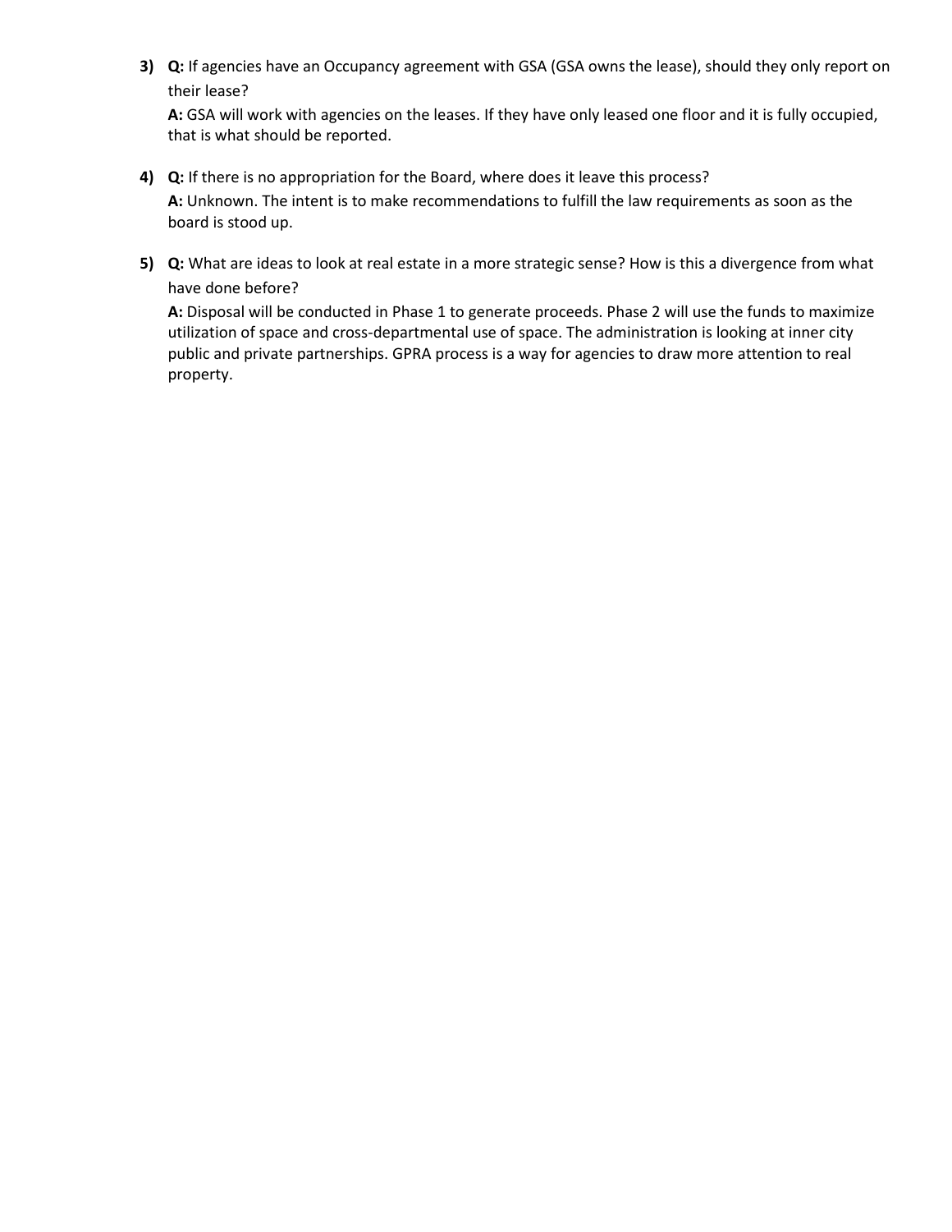3) **Q:** If agencies have an Occupancy agreement with GSA (GSA owns the lease), should they only report on their lease?

   **A:** GSA will work with agencies on the leases. If they have only leased one floor and it is fully occupied, that is what should be reported.

4) **Q:** If there is no appropriation for the Board, where does it leave this process?

   **A:** Unknown. The intent is to make recommendations to fulfill the law requirements as soon as the board is stood up.

5) **Q:** What are ideas to look at real estate in a more strategic sense? How is this a divergence from what have done before?

   **A:** Disposal will be conducted in Phase 1 to generate proceeds. Phase 2 will use the funds to maximize utilization of space and cross-departmental use of space. The administration is looking at inner city public and private partnerships. GPRA process is a way for agencies to draw more attention to real property.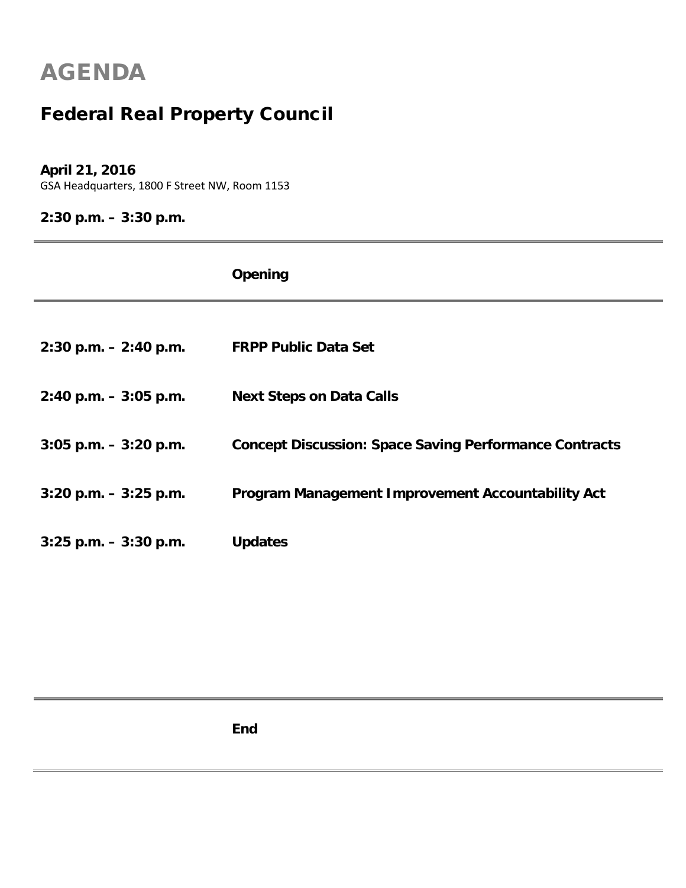# AGENDA

## Federal Real Property Council

**April 21, 2016**
GSA Headquarters, 1800 F Street NW, Room 1153

**2:30 p.m. – 3:30 p.m.**

| | **Opening** |
|---|---|
| **2:30 p.m. – 2:40 p.m.** | **FRPP Public Data Set** |
| **2:40 p.m. – 3:05 p.m.** | **Next Steps on Data Calls** |
| **3:05 p.m. – 3:20 p.m.** | **Concept Discussion: Space Saving Performance Contracts** |
| **3:20 p.m. – 3:25 p.m.** | **Program Management Improvement Accountability Act** |
| **3:25 p.m. – 3:30 p.m.** | **Updates** |
| | **End** |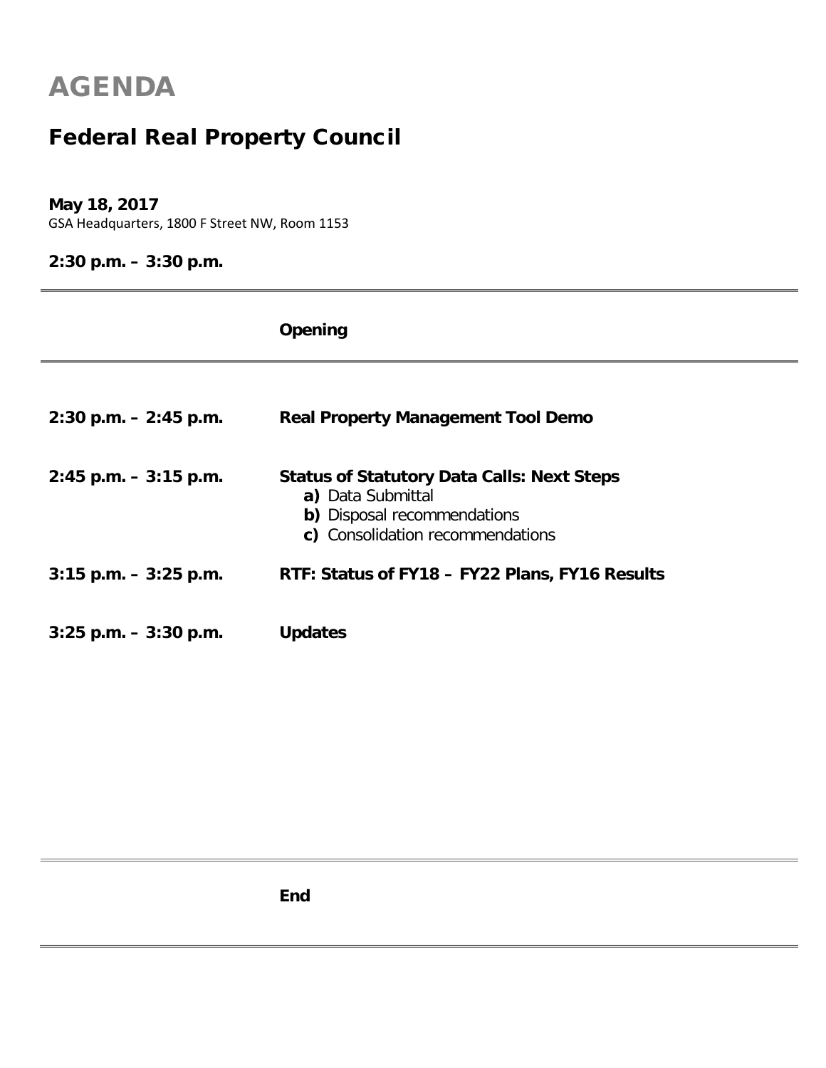# AGENDA

## Federal Real Property Council

**May 18, 2017**
GSA Headquarters, 1800 F Street NW, Room 1153

**2:30 p.m. – 3:30 p.m.**

---

**Opening**

---

| Time | Item |
|---|---|
| **2:30 p.m. – 2:45 p.m.** | **Real Property Management Tool Demo** |
| **2:45 p.m. – 3:15 p.m.** | **Status of Statutory Data Calls: Next Steps**<br>**a)** Data Submittal<br>**b)** Disposal recommendations<br>**c)** Consolidation recommendations |
| **3:15 p.m. – 3:25 p.m.** | **RTF: Status of FY18 – FY22 Plans, FY16 Results** |
| **3:25 p.m. – 3:30 p.m.** | **Updates** |

---

**End**

---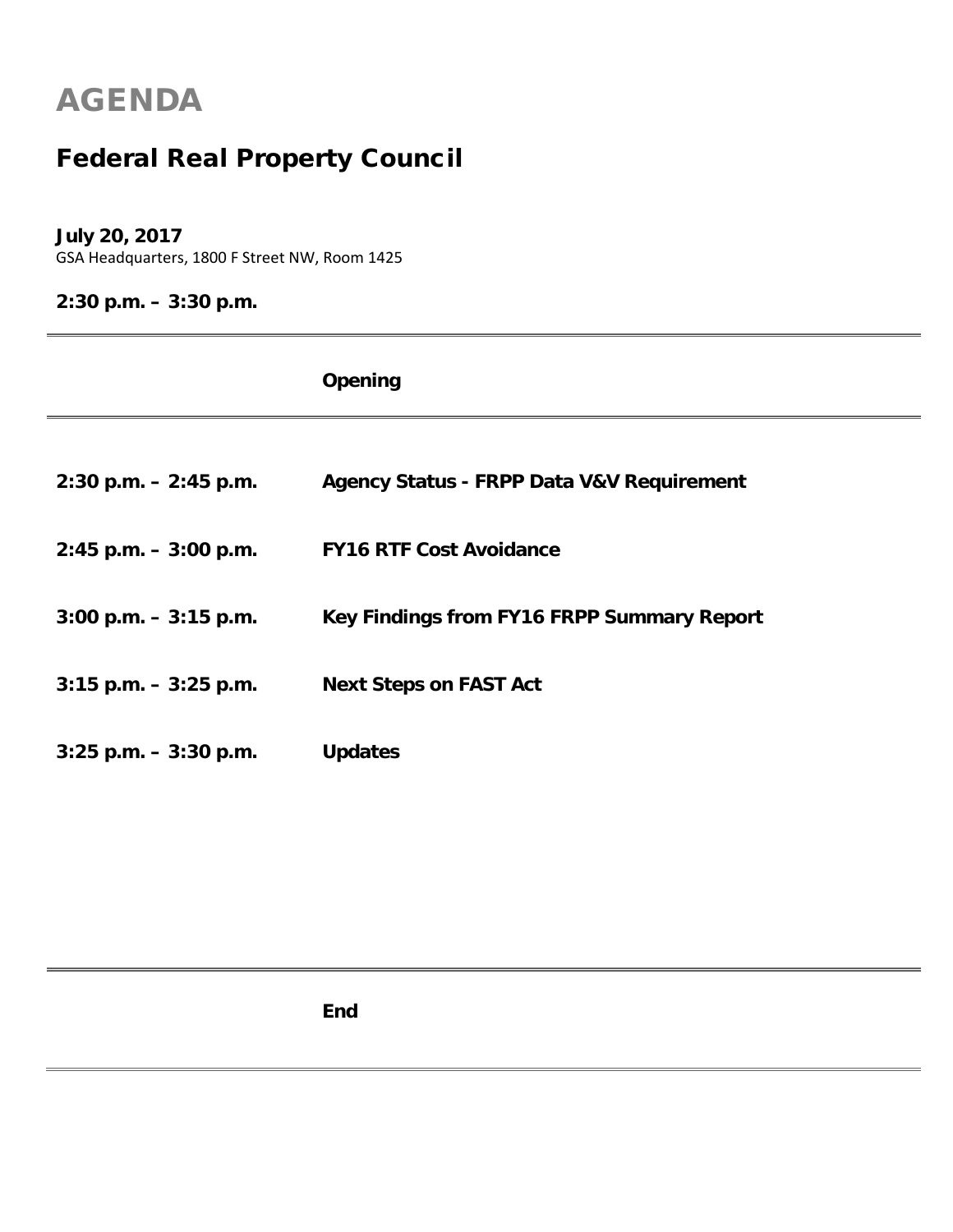# AGENDA

## Federal Real Property Council

**July 20, 2017**
GSA Headquarters, 1800 F Street NW, Room 1425

**2:30 p.m. – 3:30 p.m.**

---

**Opening**

---

| | |
|---|---|
| **2:30 p.m. – 2:45 p.m.** | **Agency Status - FRPP Data V&V Requirement** |
| **2:45 p.m. – 3:00 p.m.** | **FY16 RTF Cost Avoidance** |
| **3:00 p.m. – 3:15 p.m.** | **Key Findings from FY16 FRPP Summary Report** |
| **3:15 p.m. – 3:25 p.m.** | **Next Steps on FAST Act** |
| **3:25 p.m. – 3:30 p.m.** | **Updates** |

---

**End**

---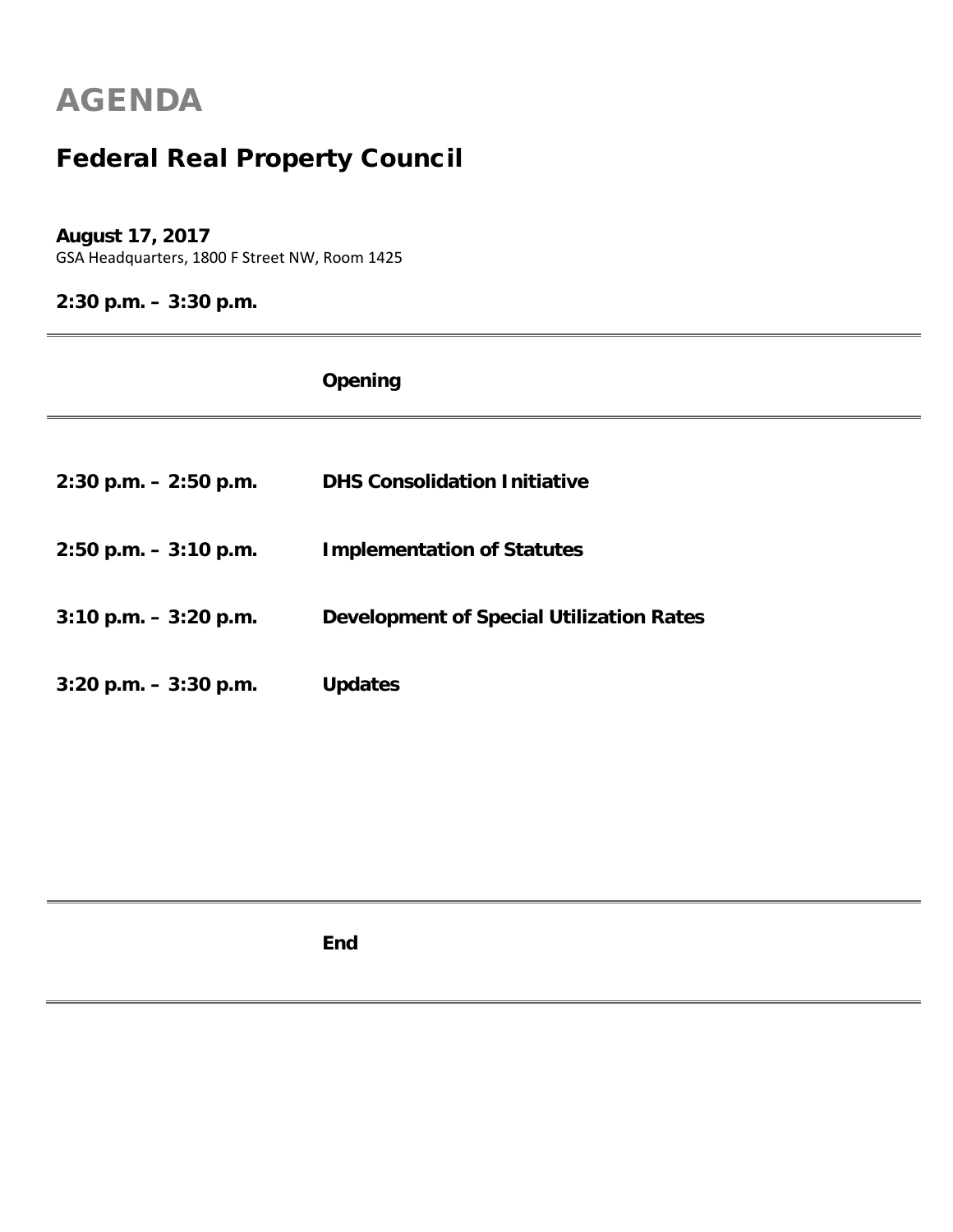# AGENDA

## Federal Real Property Council

**August 17, 2017**
GSA Headquarters, 1800 F Street NW, Room 1425

**2:30 p.m. – 3:30 p.m.**

---

**Opening**

---

| Time | Item |
|---|---|
| **2:30 p.m. – 2:50 p.m.** | **DHS Consolidation Initiative** |
| **2:50 p.m. – 3:10 p.m.** | **Implementation of Statutes** |
| **3:10 p.m. – 3:20 p.m.** | **Development of Special Utilization Rates** |
| **3:20 p.m. – 3:30 p.m.** | **Updates** |

---

**End**

---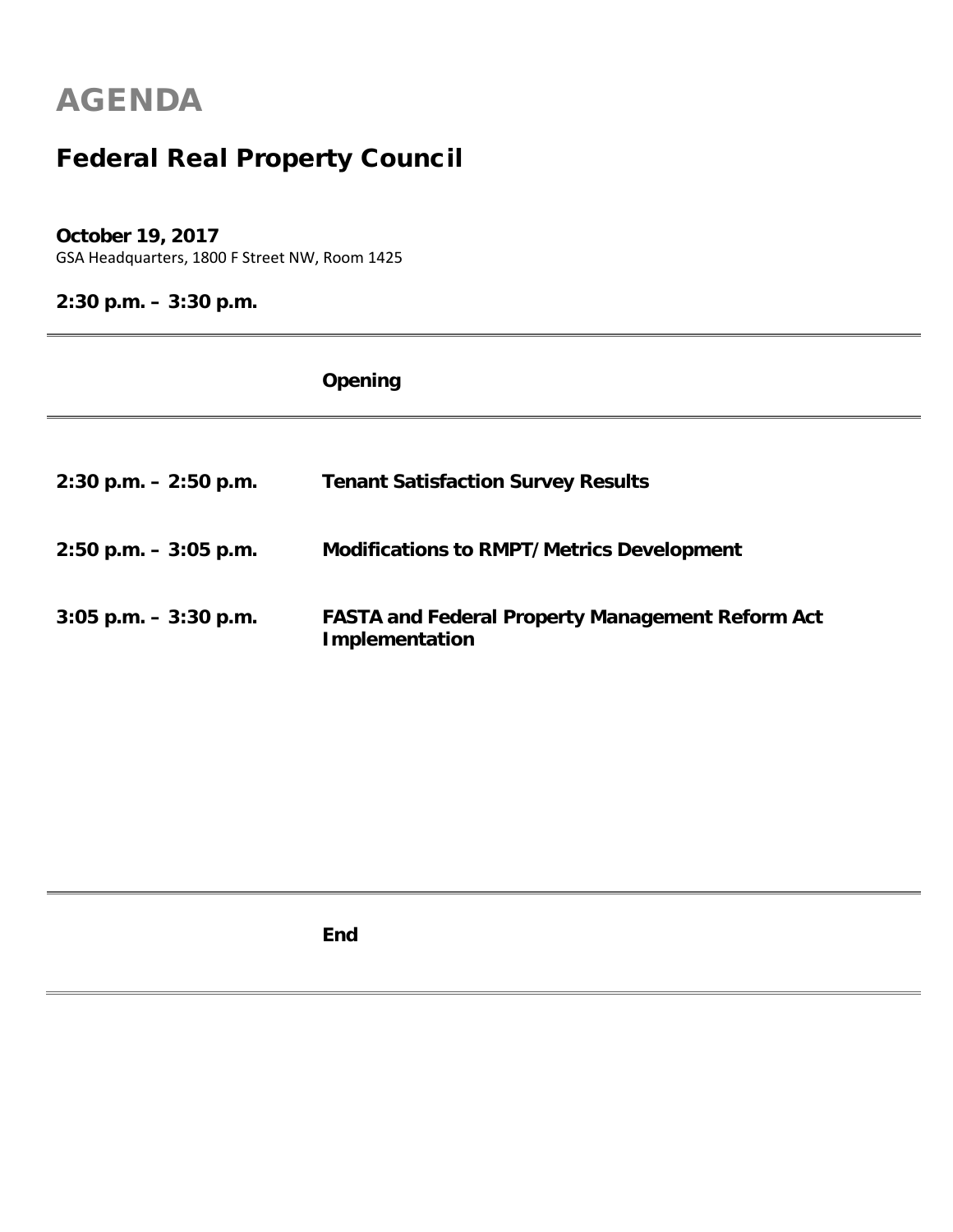# AGENDA

## Federal Real Property Council

**October 19, 2017**
GSA Headquarters, 1800 F Street NW, Room 1425

**2:30 p.m. – 3:30 p.m.**

| | |
|---|---|
| | **Opening** |
| **2:30 p.m. – 2:50 p.m.** | **Tenant Satisfaction Survey Results** |
| **2:50 p.m. – 3:05 p.m.** | **Modifications to RMPT/Metrics Development** |
| **3:05 p.m. – 3:30 p.m.** | **FASTA and Federal Property Management Reform Act Implementation** |
| | **End** |